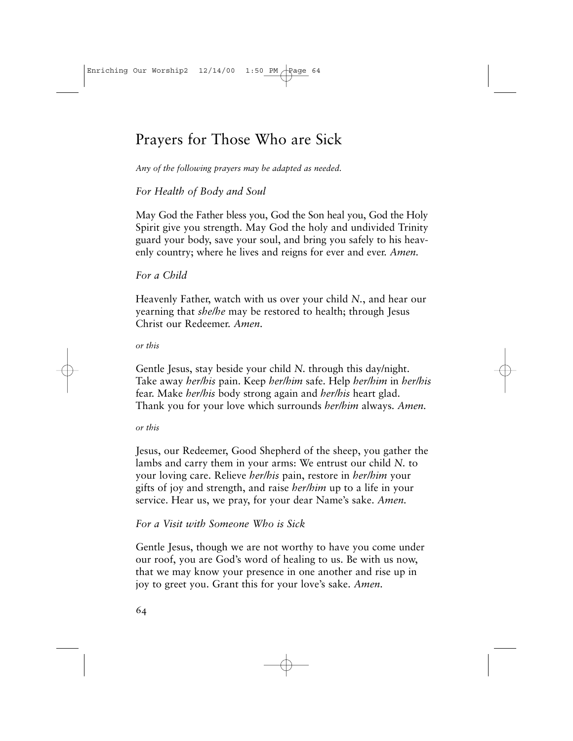# Prayers for Those Who are Sick

*Any of the following prayers may be adapted as needed.*

## *For Health of Body and Soul*

May God the Father bless you, God the Son heal you, God the Holy Spirit give you strength. May God the holy and undivided Trinity guard your body, save your soul, and bring you safely to his heavenly country; where he lives and reigns for ever and ever. *Amen.*

## *For a Child*

Heavenly Father, watch with us over your child *N.*, and hear our yearning that *she/he* may be restored to health; through Jesus Christ our Redeemer. *Amen.*

*or this*

Gentle Jesus, stay beside your child *N.* through this day/night. Take away *her/his* pain. Keep *her/him* safe. Help *her/him* in *her/his* fear. Make *her/his* body strong again and *her/his* heart glad. Thank you for your love which surrounds *her/him* always. *Amen.*

*or this*

Jesus, our Redeemer, Good Shepherd of the sheep, you gather the lambs and carry them in your arms: We entrust our child *N.* to your loving care. Relieve *her/his* pain, restore in *her/him* your gifts of joy and strength, and raise *her/him* up to a life in your service. Hear us, we pray, for your dear Name's sake. *Amen.*

## *For a Visit with Someone Who is Sick*

Gentle Jesus, though we are not worthy to have you come under our roof, you are God's word of healing to us. Be with us now, that we may know your presence in one another and rise up in joy to greet you. Grant this for your love's sake. *Amen.*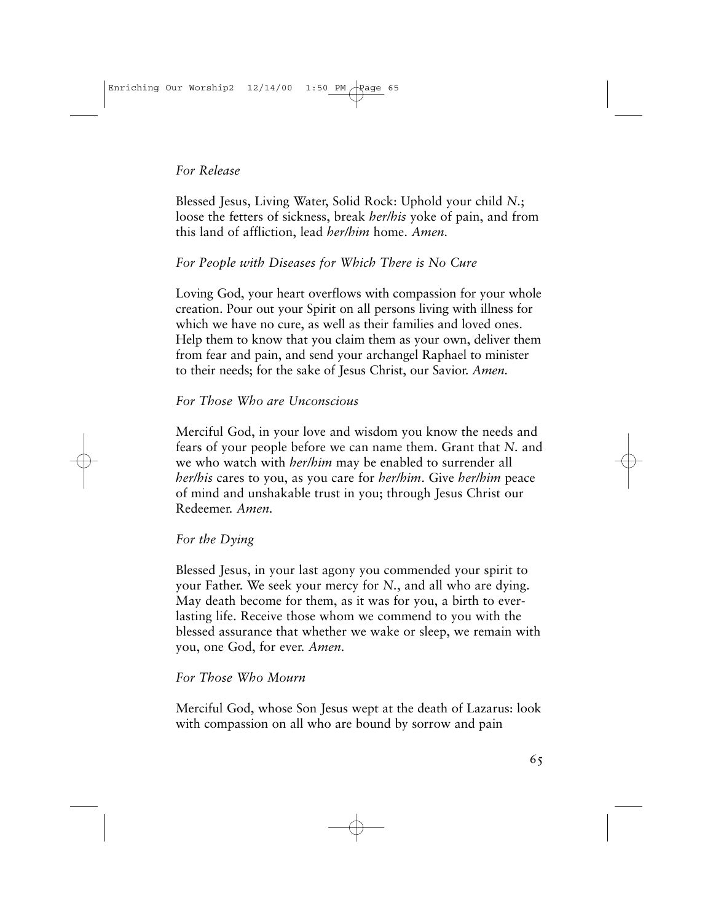*For Release*

Blessed Jesus, Living Water, Solid Rock: Uphold your child *N.*; loose the fetters of sickness, break *her/his* yoke of pain, and from this land of affliction, lead *her/him* home. *Amen.*

*For People with Diseases for Which There is No Cure*

Loving God, your heart overflows with compassion for your whole creation. Pour out your Spirit on all persons living with illness for which we have no cure, as well as their families and loved ones. Help them to know that you claim them as your own, deliver them from fear and pain, and send your archangel Raphael to minister to their needs; for the sake of Jesus Christ, our Savior. *Amen.*

*For Those Who are Unconscious*

Merciful God, in your love and wisdom you know the needs and fears of your people before we can name them. Grant that *N.* and we who watch with *her/him* may be enabled to surrender all *her/his* cares to you, as you care for *her/him*. Give *her/him* peace of mind and unshakable trust in you; through Jesus Christ our Redeemer. *Amen.*

*For the Dying*

Blessed Jesus, in your last agony you commended your spirit to your Father. We seek your mercy for *N.*, and all who are dying. May death become for them, as it was for you, a birth to everlasting life. Receive those whom we commend to you with the blessed assurance that whether we wake or sleep, we remain with you, one God, for ever. *Amen.*

*For Those Who Mourn*

Merciful God, whose Son Jesus wept at the death of Lazarus: look with compassion on all who are bound by sorrow and pain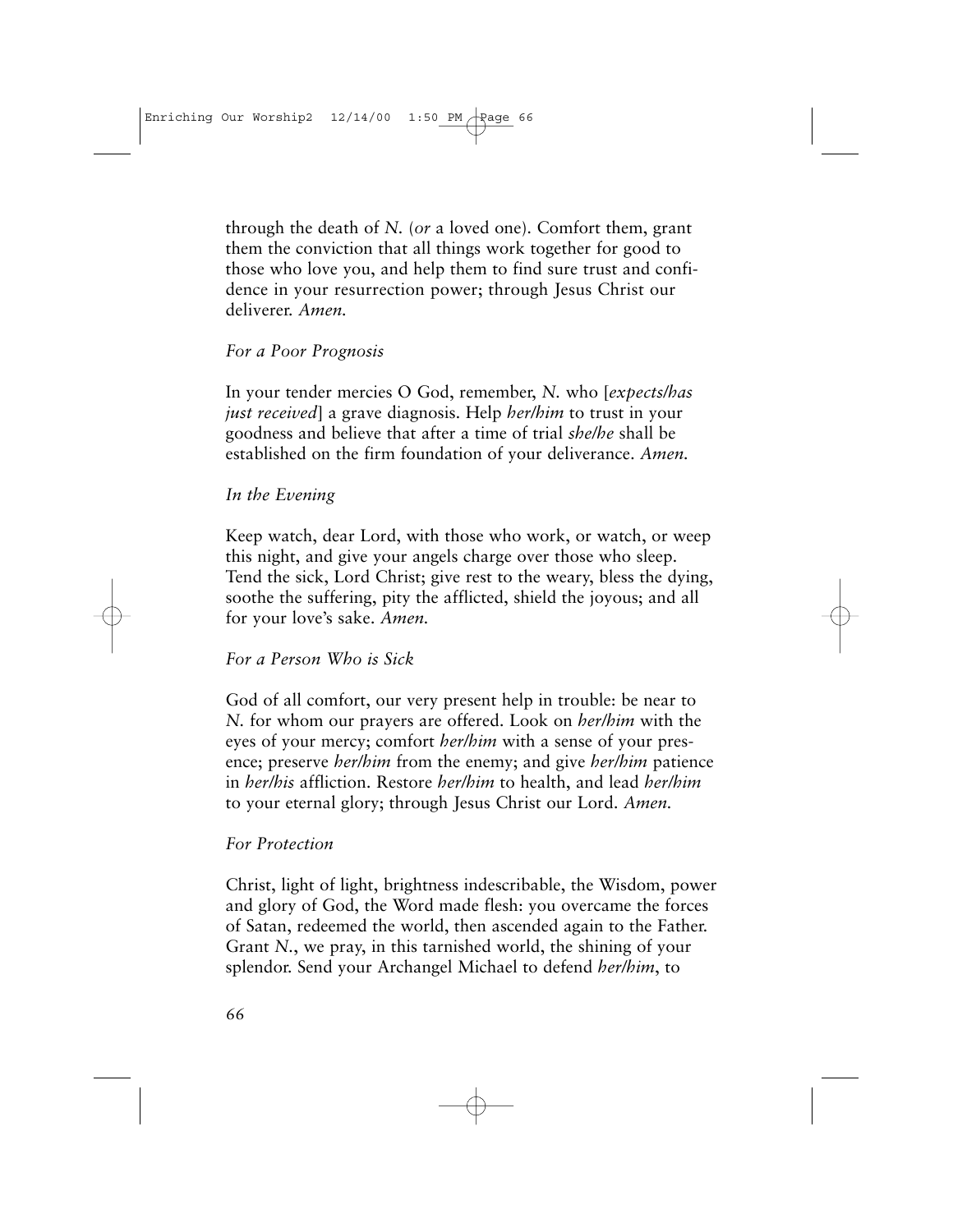through the death of *N.* (*or* a loved one). Comfort them, grant them the conviction that all things work together for good to those who love you, and help them to find sure trust and confidence in your resurrection power; through Jesus Christ our deliverer. *Amen.*

*For a Poor Prognosis*

In your tender mercies O God, remember, *N.* who [*expects/has just received*] a grave diagnosis. Help *her/him* to trust in your goodness and believe that after a time of trial *she/he* shall be established on the firm foundation of your deliverance. *Amen.*

*In the Evening*

Keep watch, dear Lord, with those who work, or watch, or weep this night, and give your angels charge over those who sleep. Tend the sick, Lord Christ; give rest to the weary, bless the dying, soothe the suffering, pity the afflicted, shield the joyous; and all for your love's sake. *Amen.*

*For a Person Who is Sick*

God of all comfort, our very present help in trouble: be near to *N.* for whom our prayers are offered. Look on *her/him* with the eyes of your mercy; comfort *her/him* with a sense of your presence; preserve *her/him* from the enemy; and give *her/him* patience in *her/his* affliction. Restore *her/him* to health, and lead *her/him* to your eternal glory; through Jesus Christ our Lord. *Amen.*

*For Protection*

Christ, light of light, brightness indescribable, the Wisdom, power and glory of God, the Word made flesh: you overcame the forces of Satan, redeemed the world, then ascended again to the Father. Grant *N.*, we pray, in this tarnished world, the shining of your splendor. Send your Archangel Michael to defend *her/him*, to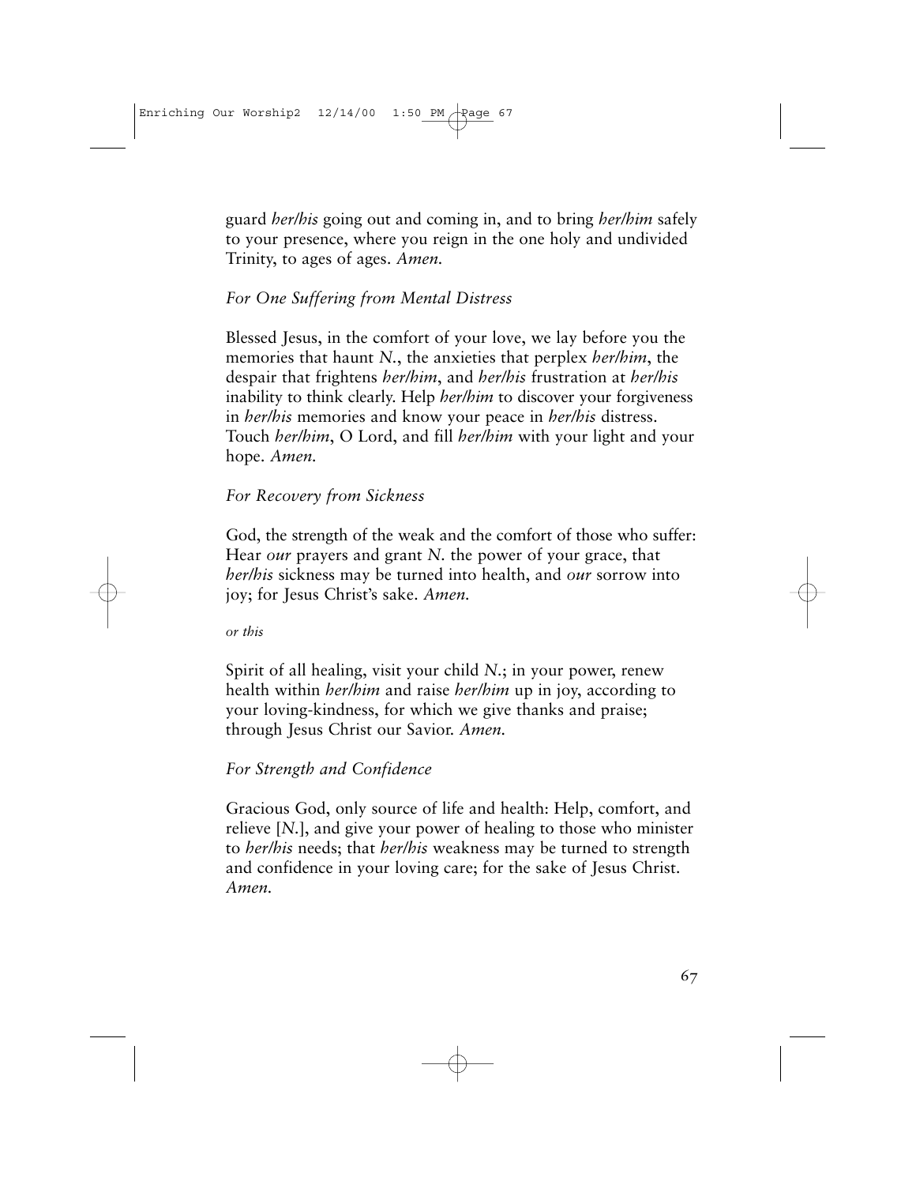guard *her/his* going out and coming in, and to bring *her/him* safely to your presence, where you reign in the one holy and undivided Trinity, to ages of ages. *Amen.*

*For One Suffering from Mental Distress*

Blessed Jesus, in the comfort of your love, we lay before you the memories that haunt *N.*, the anxieties that perplex *her/him*, the despair that frightens *her/him*, and *her/his* frustration at *her/his* inability to think clearly. Help *her/him* to discover your forgiveness in *her/his* memories and know your peace in *her/his* distress. Touch *her/him*, O Lord, and fill *her/him* with your light and your hope. *Amen.*

*For Recovery from Sickness*

God, the strength of the weak and the comfort of those who suffer: Hear *our* prayers and grant *N.* the power of your grace, that *her/his* sickness may be turned into health, and *our* sorrow into joy; for Jesus Christ's sake. *Amen.*

*or this*

Spirit of all healing, visit your child *N.*; in your power, renew health within *her/him* and raise *her/him* up in joy, according to your loving-kindness, for which we give thanks and praise; through Jesus Christ our Savior. *Amen.*

*For Strength and Confidence*

Gracious God, only source of life and health: Help, comfort, and relieve [*N.*], and give your power of healing to those who minister to *her/his* needs; that *her/his* weakness may be turned to strength and confidence in your loving care; for the sake of Jesus Christ. *Amen.*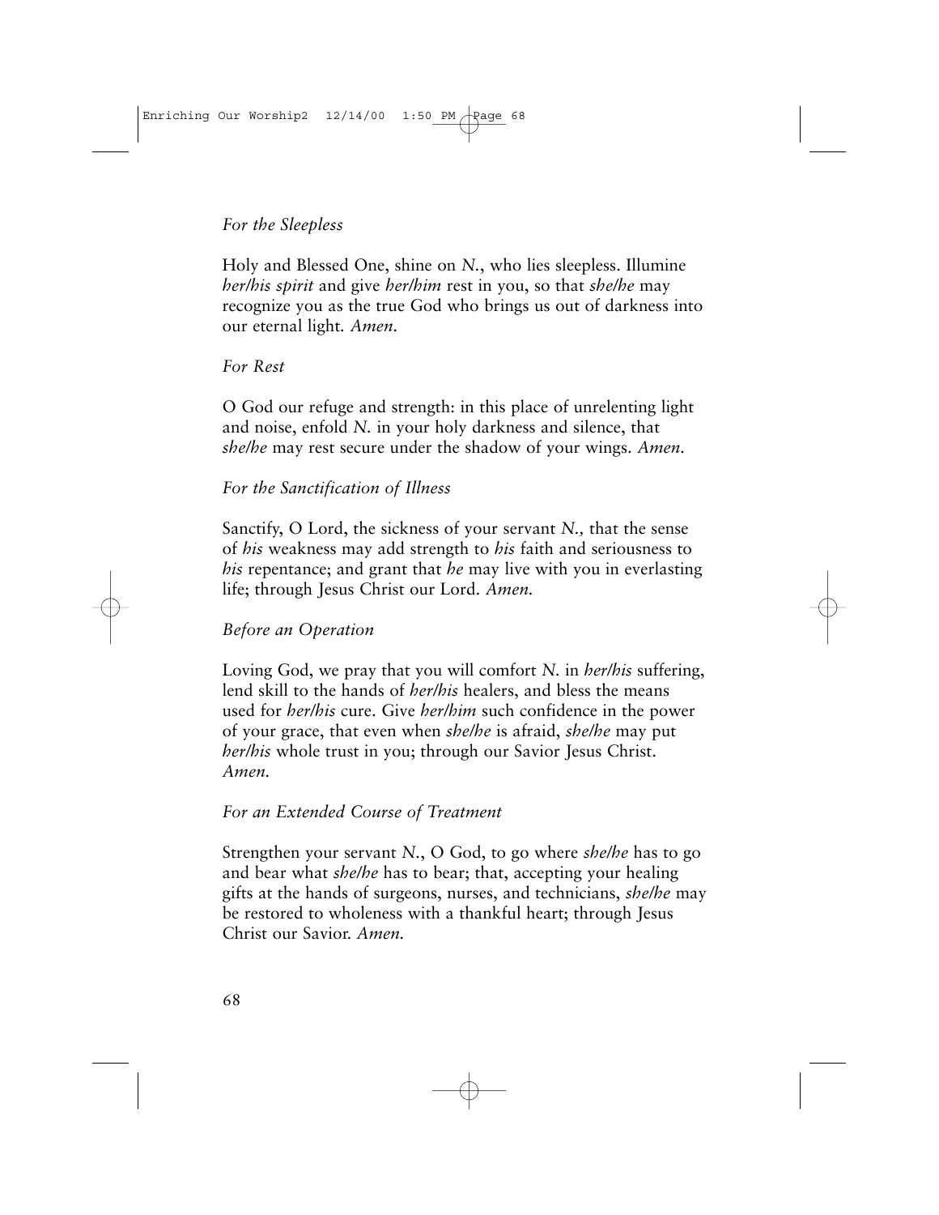*For the Sleepless*

Holy and Blessed One, shine on *N.*, who lies sleepless. Illumine *her/his spirit* and give *her/him* rest in you, so that *she/he* may recognize you as the true God who brings us out of darkness into our eternal light. *Amen.*

*For Rest*

O God our refuge and strength: in this place of unrelenting light and noise, enfold *N.* in your holy darkness and silence, that *she/he* may rest secure under the shadow of your wings. *Amen.*

*For the Sanctification of Illness*

Sanctify, O Lord, the sickness of your servant *N.,* that the sense of *his* weakness may add strength to *his* faith and seriousness to *his* repentance; and grant that *he* may live with you in everlasting life; through Jesus Christ our Lord. *Amen.*

*Before an Operation*

Loving God, we pray that you will comfort *N.* in *her/his* suffering, lend skill to the hands of *her/his* healers, and bless the means used for *her/his* cure. Give *her/him* such confidence in the power of your grace, that even when *she/he* is afraid, *she/he* may put *her/his* whole trust in you; through our Savior Jesus Christ. *Amen.*

*For an Extended Course of Treatment*

Strengthen your servant *N.*, O God, to go where *she/he* has to go and bear what *she/he* has to bear; that, accepting your healing gifts at the hands of surgeons, nurses, and technicians, *she/he* may be restored to wholeness with a thankful heart; through Jesus Christ our Savior. *Amen.*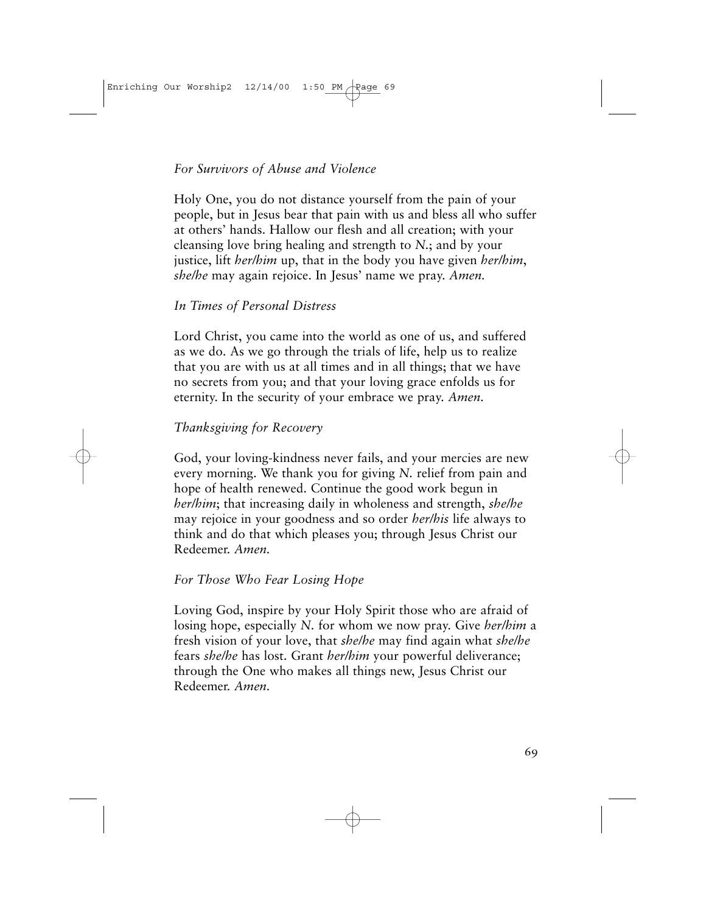*For Survivors of Abuse and Violence*

Holy One, you do not distance yourself from the pain of your people, but in Jesus bear that pain with us and bless all who suffer at others' hands. Hallow our flesh and all creation; with your cleansing love bring healing and strength to *N.*; and by your justice, lift *her/him* up, that in the body you have given *her/him*, *she/he* may again rejoice. In Jesus' name we pray. *Amen.*

*In Times of Personal Distress*

Lord Christ, you came into the world as one of us, and suffered as we do. As we go through the trials of life, help us to realize that you are with us at all times and in all things; that we have no secrets from you; and that your loving grace enfolds us for eternity. In the security of your embrace we pray. *Amen.*

*Thanksgiving for Recovery*

God, your loving-kindness never fails, and your mercies are new every morning. We thank you for giving *N.* relief from pain and hope of health renewed. Continue the good work begun in *her/him*; that increasing daily in wholeness and strength, *she/he* may rejoice in your goodness and so order *her/his* life always to think and do that which pleases you; through Jesus Christ our Redeemer. *Amen.*

*For Those Who Fear Losing Hope*

Loving God, inspire by your Holy Spirit those who are afraid of losing hope, especially *N.* for whom we now pray. Give *her/him* a fresh vision of your love, that *she/he* may find again what *she/he* fears *she/he* has lost. Grant *her/him* your powerful deliverance; through the One who makes all things new, Jesus Christ our Redeemer. *Amen.*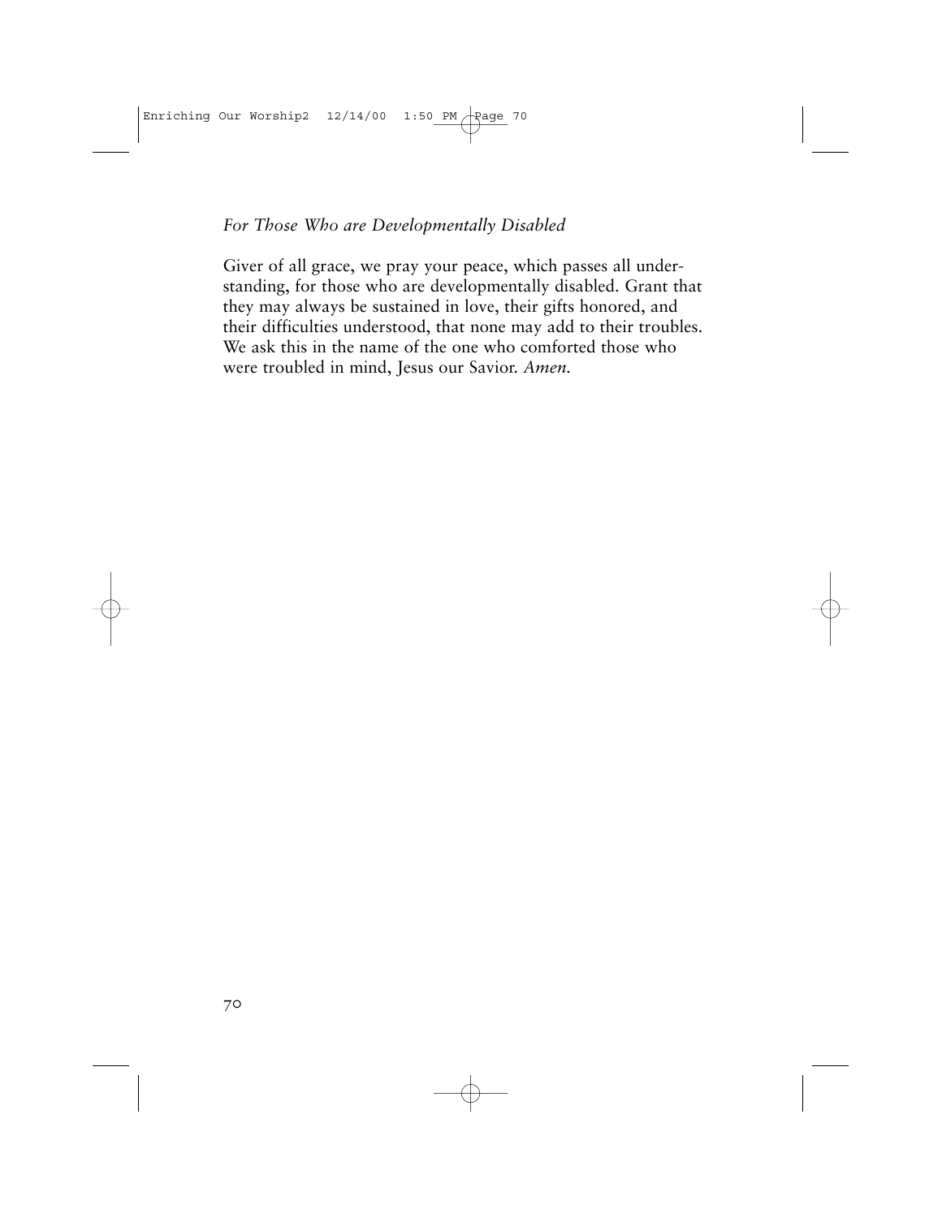*For Those Who are Developmentally Disabled*

Giver of all grace, we pray your peace, which passes all understanding, for those who are developmentally disabled. Grant that they may always be sustained in love, their gifts honored, and their difficulties understood, that none may add to their troubles. We ask this in the name of the one who comforted those who were troubled in mind, Jesus our Savior. *Amen.*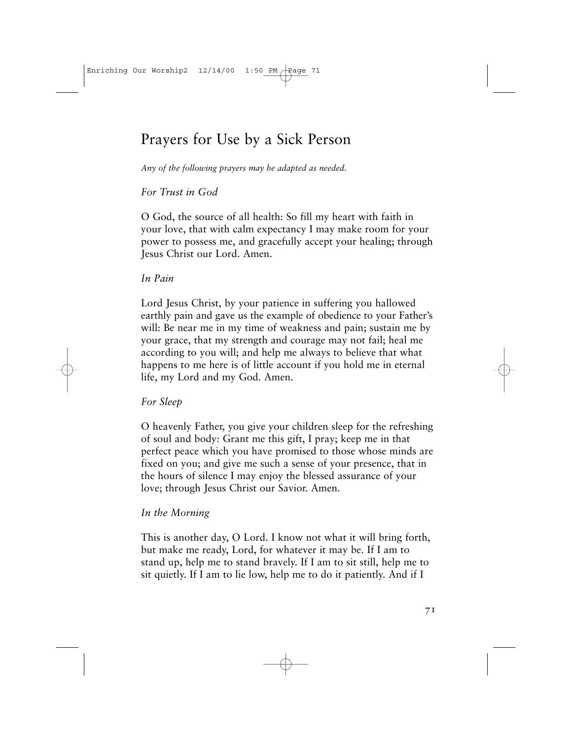# Prayers for Use by a Sick Person

*Any of the following prayers may be adapted as needed.*

*For Trust in God*

O God, the source of all health: So fill my heart with faith in your love, that with calm expectancy I may make room for your power to possess me, and gracefully accept your healing; through Jesus Christ our Lord. Amen.

*In Pain*

Lord Jesus Christ, by your patience in suffering you hallowed earthly pain and gave us the example of obedience to your Father's will: Be near me in my time of weakness and pain; sustain me by your grace, that my strength and courage may not fail; heal me according to you will; and help me always to believe that what happens to me here is of little account if you hold me in eternal life, my Lord and my God. Amen.

*For Sleep*

O heavenly Father, you give your children sleep for the refreshing of soul and body: Grant me this gift, I pray; keep me in that perfect peace which you have promised to those whose minds are fixed on you; and give me such a sense of your presence, that in the hours of silence I may enjoy the blessed assurance of your love; through Jesus Christ our Savior. Amen.

*In the Morning*

This is another day, O Lord. I know not what it will bring forth, but make me ready, Lord, for whatever it may be. If I am to stand up, help me to stand bravely. If I am to sit still, help me to sit quietly. If I am to lie low, help me to do it patiently. And if I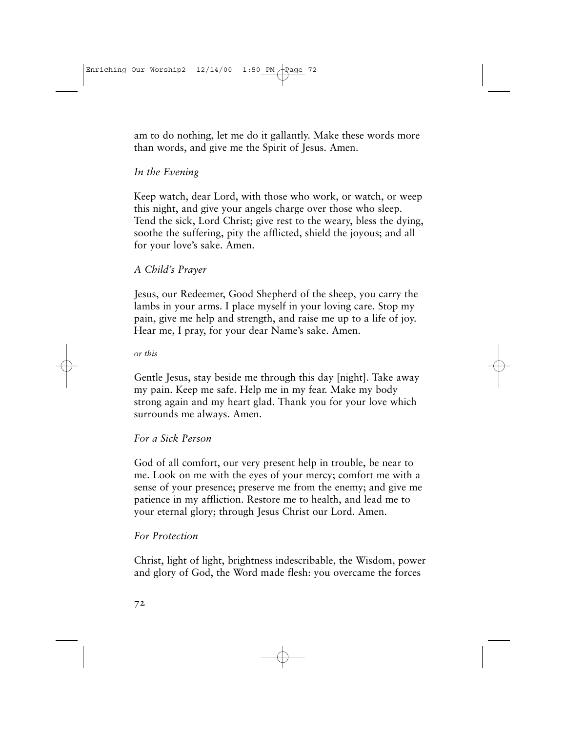am to do nothing, let me do it gallantly. Make these words more than words, and give me the Spirit of Jesus. Amen.

*In the Evening*

Keep watch, dear Lord, with those who work, or watch, or weep this night, and give your angels charge over those who sleep. Tend the sick, Lord Christ; give rest to the weary, bless the dying, soothe the suffering, pity the afflicted, shield the joyous; and all for your love's sake. Amen.

*A Child's Prayer*

Jesus, our Redeemer, Good Shepherd of the sheep, you carry the lambs in your arms. I place myself in your loving care. Stop my pain, give me help and strength, and raise me up to a life of joy. Hear me, I pray, for your dear Name's sake. Amen.

*or this*

Gentle Jesus, stay beside me through this day [night]. Take away my pain. Keep me safe. Help me in my fear. Make my body strong again and my heart glad. Thank you for your love which surrounds me always. Amen.

*For a Sick Person*

God of all comfort, our very present help in trouble, be near to me. Look on me with the eyes of your mercy; comfort me with a sense of your presence; preserve me from the enemy; and give me patience in my affliction. Restore me to health, and lead me to your eternal glory; through Jesus Christ our Lord. Amen.

*For Protection*

Christ, light of light, brightness indescribable, the Wisdom, power and glory of God, the Word made flesh: you overcame the forces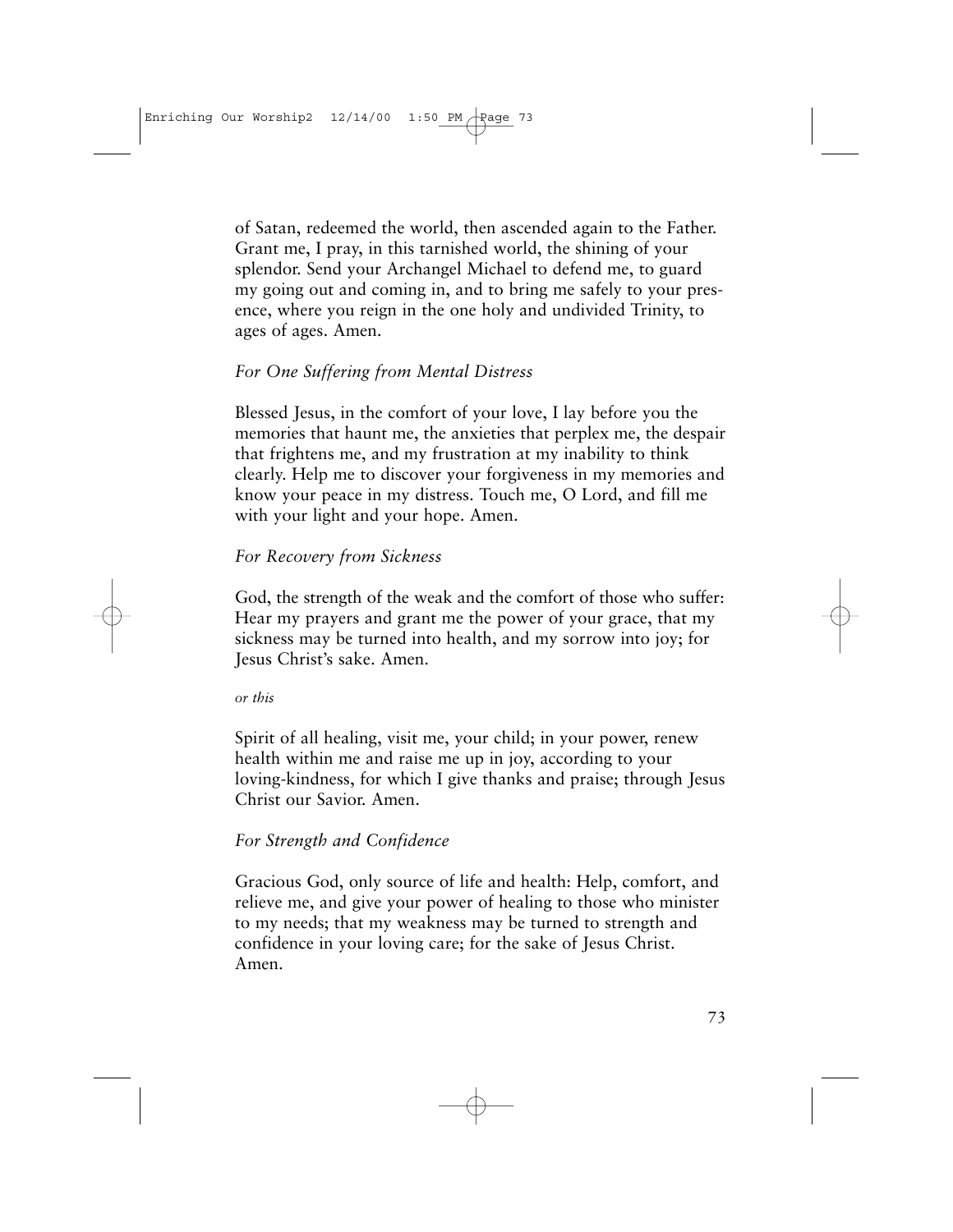of Satan, redeemed the world, then ascended again to the Father. Grant me, I pray, in this tarnished world, the shining of your splendor. Send your Archangel Michael to defend me, to guard my going out and coming in, and to bring me safely to your presence, where you reign in the one holy and undivided Trinity, to ages of ages. Amen.

*For One Suffering from Mental Distress*

Blessed Jesus, in the comfort of your love, I lay before you the memories that haunt me, the anxieties that perplex me, the despair that frightens me, and my frustration at my inability to think clearly. Help me to discover your forgiveness in my memories and know your peace in my distress. Touch me, O Lord, and fill me with your light and your hope. Amen.

*For Recovery from Sickness*

God, the strength of the weak and the comfort of those who suffer: Hear my prayers and grant me the power of your grace, that my sickness may be turned into health, and my sorrow into joy; for Jesus Christ's sake. Amen.

*or this*

Spirit of all healing, visit me, your child; in your power, renew health within me and raise me up in joy, according to your loving-kindness, for which I give thanks and praise; through Jesus Christ our Savior. Amen.

*For Strength and Confidence*

Gracious God, only source of life and health: Help, comfort, and relieve me, and give your power of healing to those who minister to my needs; that my weakness may be turned to strength and confidence in your loving care; for the sake of Jesus Christ. Amen.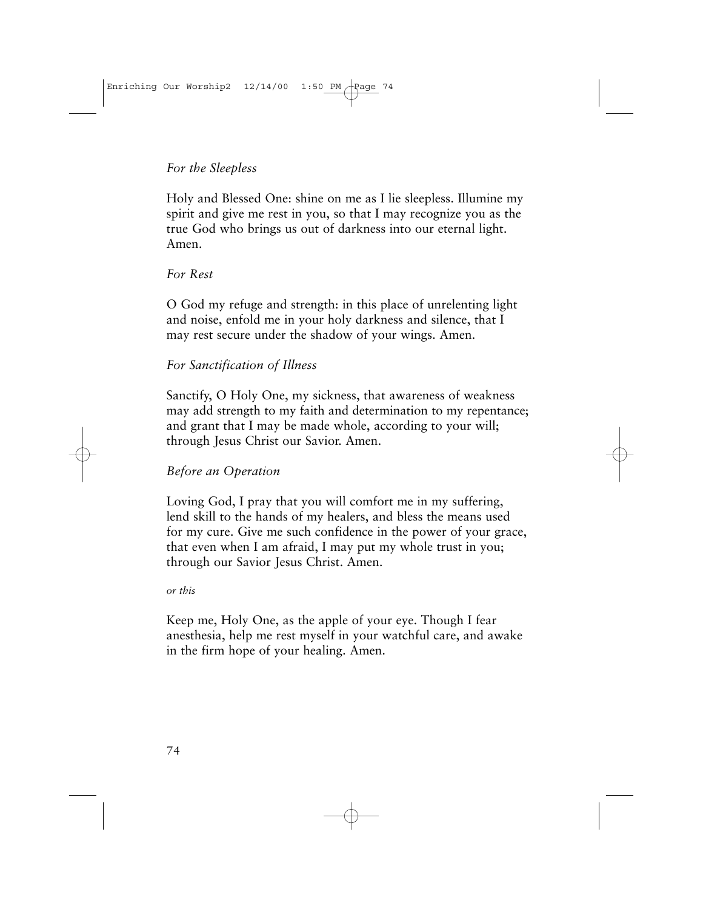*For the Sleepless*

Holy and Blessed One: shine on me as I lie sleepless. Illumine my spirit and give me rest in you, so that I may recognize you as the true God who brings us out of darkness into our eternal light. Amen.

*For Rest*

O God my refuge and strength: in this place of unrelenting light and noise, enfold me in your holy darkness and silence, that I may rest secure under the shadow of your wings. Amen.

*For Sanctification of Illness*

Sanctify, O Holy One, my sickness, that awareness of weakness may add strength to my faith and determination to my repentance; and grant that I may be made whole, according to your will; through Jesus Christ our Savior. Amen.

*Before an Operation*

Loving God, I pray that you will comfort me in my suffering, lend skill to the hands of my healers, and bless the means used for my cure. Give me such confidence in the power of your grace, that even when I am afraid, I may put my whole trust in you; through our Savior Jesus Christ. Amen.

*or this*

Keep me, Holy One, as the apple of your eye. Though I fear anesthesia, help me rest myself in your watchful care, and awake in the firm hope of your healing. Amen.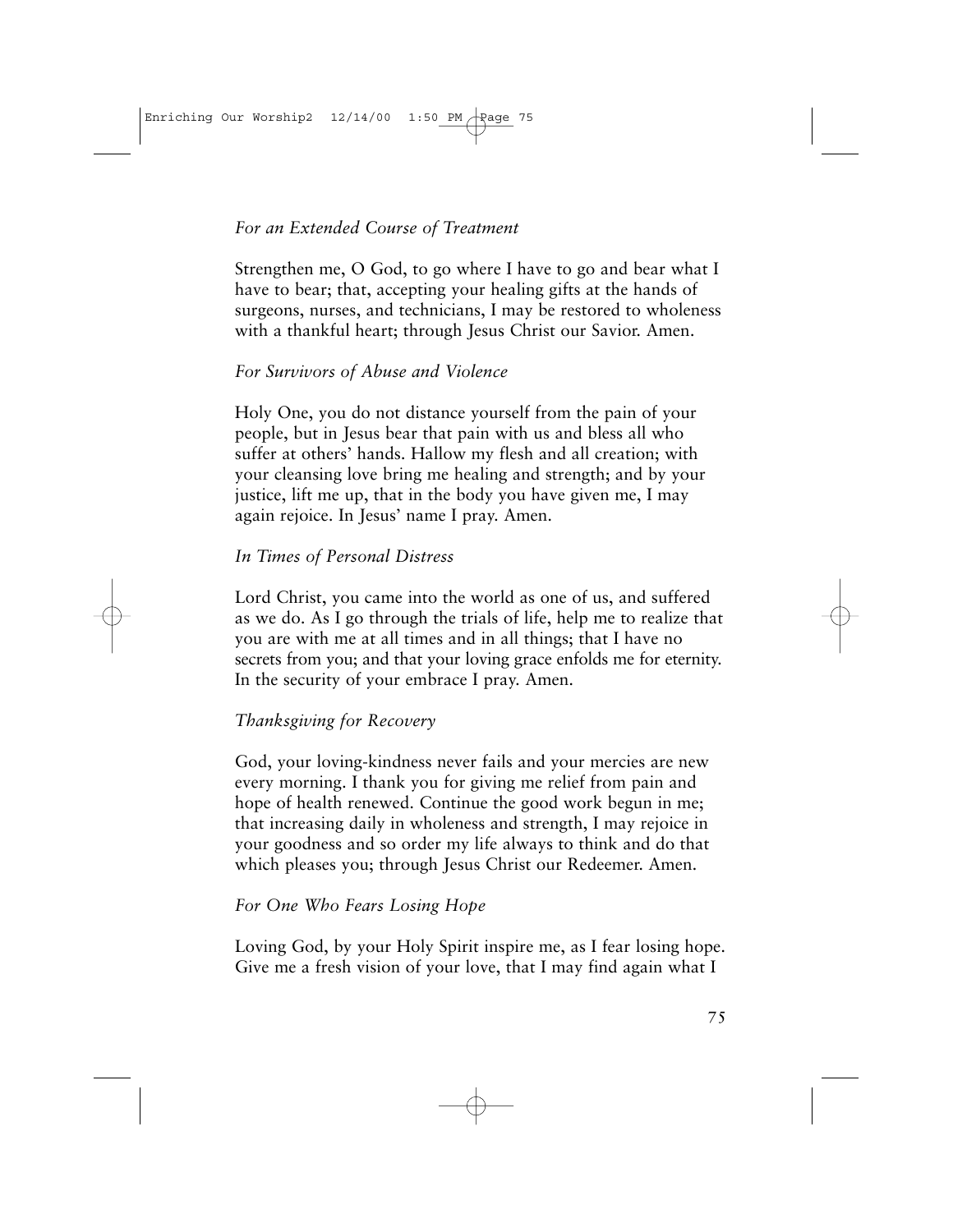*For an Extended Course of Treatment*

Strengthen me, O God, to go where I have to go and bear what I have to bear; that, accepting your healing gifts at the hands of surgeons, nurses, and technicians, I may be restored to wholeness with a thankful heart; through Jesus Christ our Savior. Amen.

*For Survivors of Abuse and Violence*

Holy One, you do not distance yourself from the pain of your people, but in Jesus bear that pain with us and bless all who suffer at others' hands. Hallow my flesh and all creation; with your cleansing love bring me healing and strength; and by your justice, lift me up, that in the body you have given me, I may again rejoice. In Jesus' name I pray. Amen.

*In Times of Personal Distress*

Lord Christ, you came into the world as one of us, and suffered as we do. As I go through the trials of life, help me to realize that you are with me at all times and in all things; that I have no secrets from you; and that your loving grace enfolds me for eternity. In the security of your embrace I pray. Amen.

*Thanksgiving for Recovery*

God, your loving-kindness never fails and your mercies are new every morning. I thank you for giving me relief from pain and hope of health renewed. Continue the good work begun in me; that increasing daily in wholeness and strength, I may rejoice in your goodness and so order my life always to think and do that which pleases you; through Jesus Christ our Redeemer. Amen.

*For One Who Fears Losing Hope*

Loving God, by your Holy Spirit inspire me, as I fear losing hope. Give me a fresh vision of your love, that I may find again what I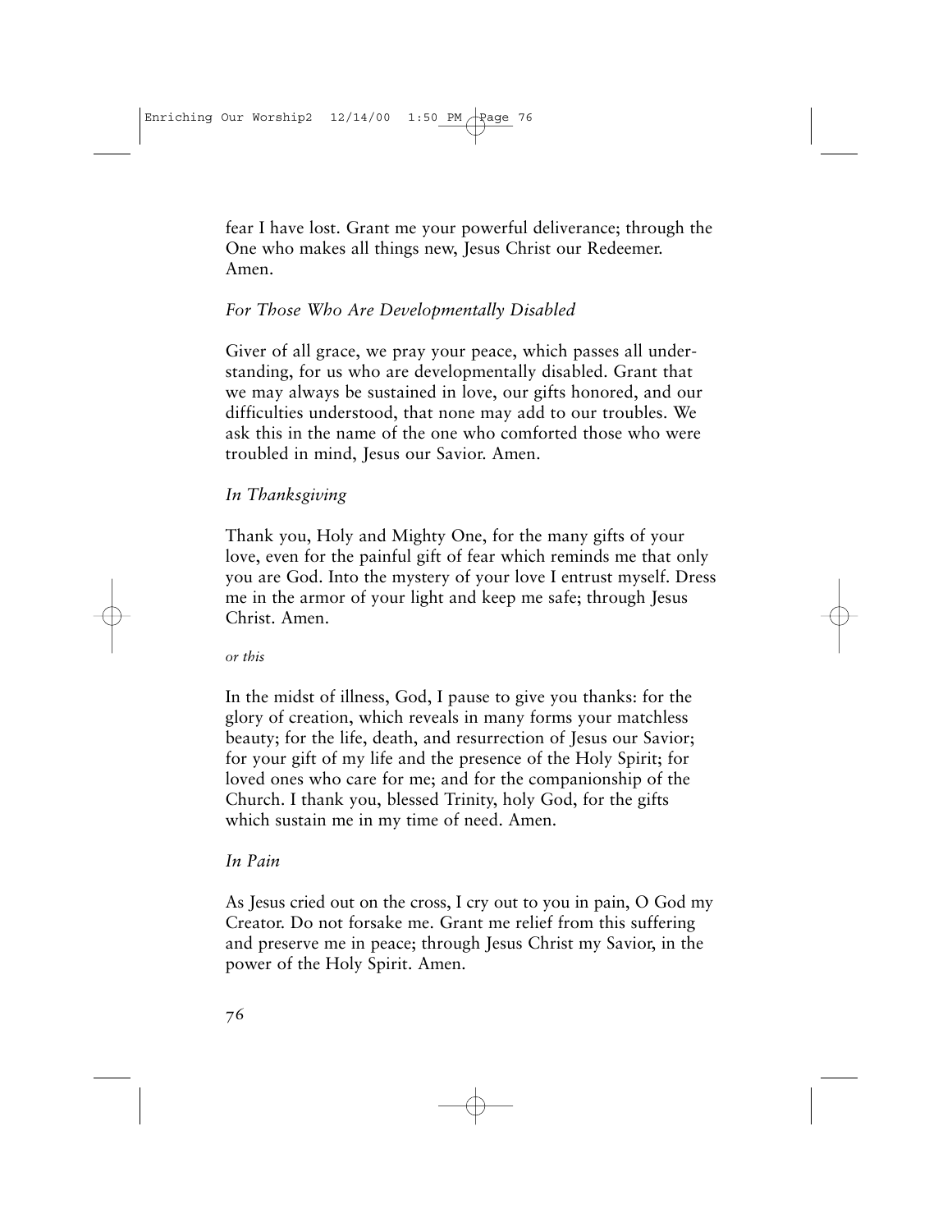fear I have lost. Grant me your powerful deliverance; through the One who makes all things new, Jesus Christ our Redeemer. Amen.

*For Those Who Are Developmentally Disabled*

Giver of all grace, we pray your peace, which passes all understanding, for us who are developmentally disabled. Grant that we may always be sustained in love, our gifts honored, and our difficulties understood, that none may add to our troubles. We ask this in the name of the one who comforted those who were troubled in mind, Jesus our Savior. Amen.

*In Thanksgiving*

Thank you, Holy and Mighty One, for the many gifts of your love, even for the painful gift of fear which reminds me that only you are God. Into the mystery of your love I entrust myself. Dress me in the armor of your light and keep me safe; through Jesus Christ. Amen.

*or this*

In the midst of illness, God, I pause to give you thanks: for the glory of creation, which reveals in many forms your matchless beauty; for the life, death, and resurrection of Jesus our Savior; for your gift of my life and the presence of the Holy Spirit; for loved ones who care for me; and for the companionship of the Church. I thank you, blessed Trinity, holy God, for the gifts which sustain me in my time of need. Amen.

*In Pain*

As Jesus cried out on the cross, I cry out to you in pain, O God my Creator. Do not forsake me. Grant me relief from this suffering and preserve me in peace; through Jesus Christ my Savior, in the power of the Holy Spirit. Amen.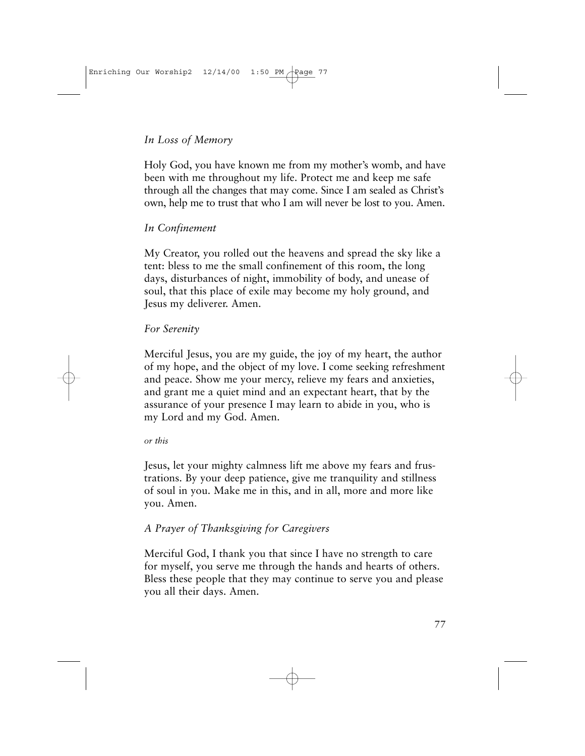*In Loss of Memory*

Holy God, you have known me from my mother's womb, and have been with me throughout my life. Protect me and keep me safe through all the changes that may come. Since I am sealed as Christ's own, help me to trust that who I am will never be lost to you. Amen.

*In Confinement*

My Creator, you rolled out the heavens and spread the sky like a tent: bless to me the small confinement of this room, the long days, disturbances of night, immobility of body, and unease of soul, that this place of exile may become my holy ground, and Jesus my deliverer. Amen.

*For Serenity*

Merciful Jesus, you are my guide, the joy of my heart, the author of my hope, and the object of my love. I come seeking refreshment and peace. Show me your mercy, relieve my fears and anxieties, and grant me a quiet mind and an expectant heart, that by the assurance of your presence I may learn to abide in you, who is my Lord and my God. Amen.

*or this*

Jesus, let your mighty calmness lift me above my fears and frustrations. By your deep patience, give me tranquility and stillness of soul in you. Make me in this, and in all, more and more like you. Amen.

*A Prayer of Thanksgiving for Caregivers*

Merciful God, I thank you that since I have no strength to care for myself, you serve me through the hands and hearts of others. Bless these people that they may continue to serve you and please you all their days. Amen.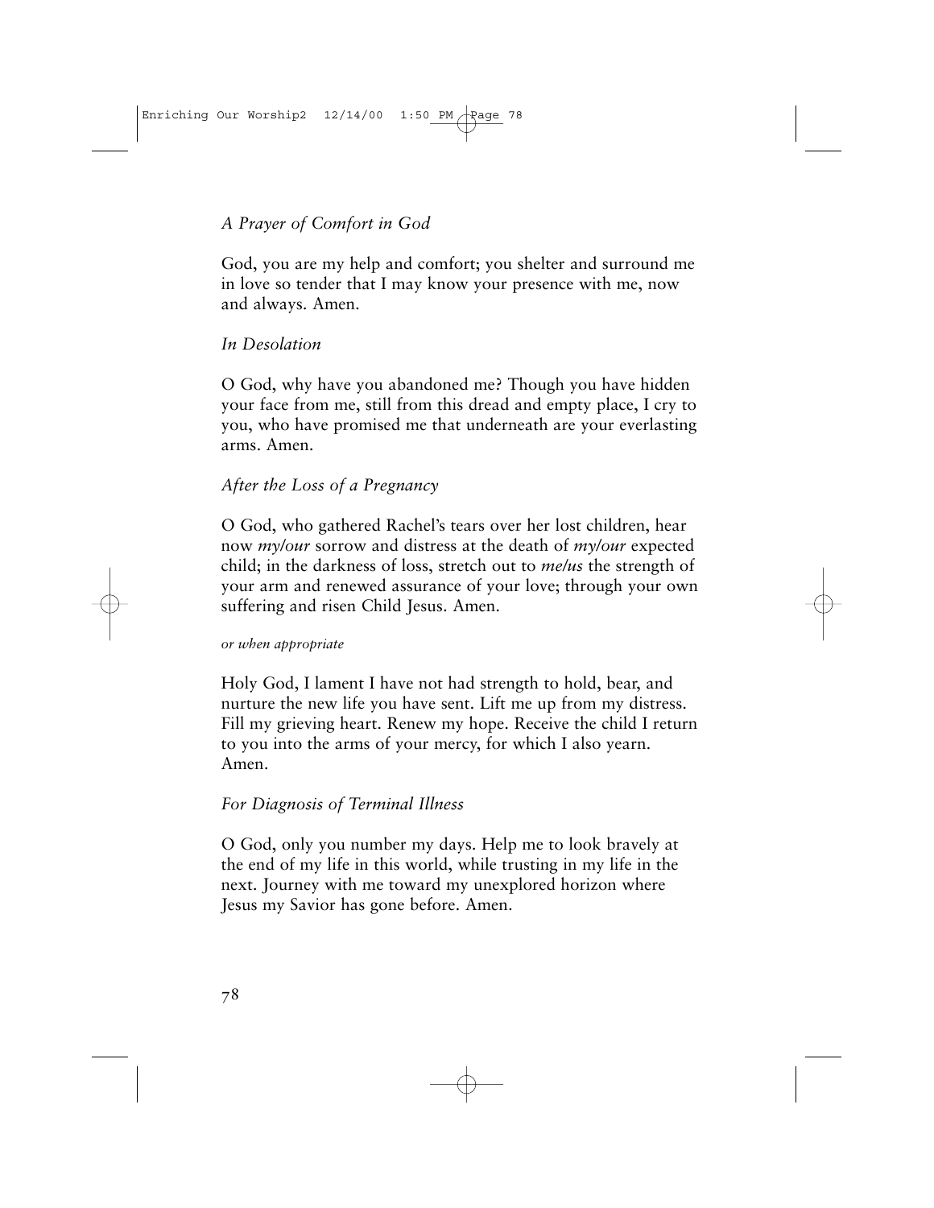*A Prayer of Comfort in God*

God, you are my help and comfort; you shelter and surround me in love so tender that I may know your presence with me, now and always. Amen.

*In Desolation*

O God, why have you abandoned me? Though you have hidden your face from me, still from this dread and empty place, I cry to you, who have promised me that underneath are your everlasting arms. Amen.

*After the Loss of a Pregnancy*

O God, who gathered Rachel's tears over her lost children, hear now *my/our* sorrow and distress at the death of *my/our* expected child; in the darkness of loss, stretch out to *me/us* the strength of your arm and renewed assurance of your love; through your own suffering and risen Child Jesus. Amen.

*or when appropriate*

Holy God, I lament I have not had strength to hold, bear, and nurture the new life you have sent. Lift me up from my distress. Fill my grieving heart. Renew my hope. Receive the child I return to you into the arms of your mercy, for which I also yearn. Amen.

*For Diagnosis of Terminal Illness*

O God, only you number my days. Help me to look bravely at the end of my life in this world, while trusting in my life in the next. Journey with me toward my unexplored horizon where Jesus my Savior has gone before. Amen.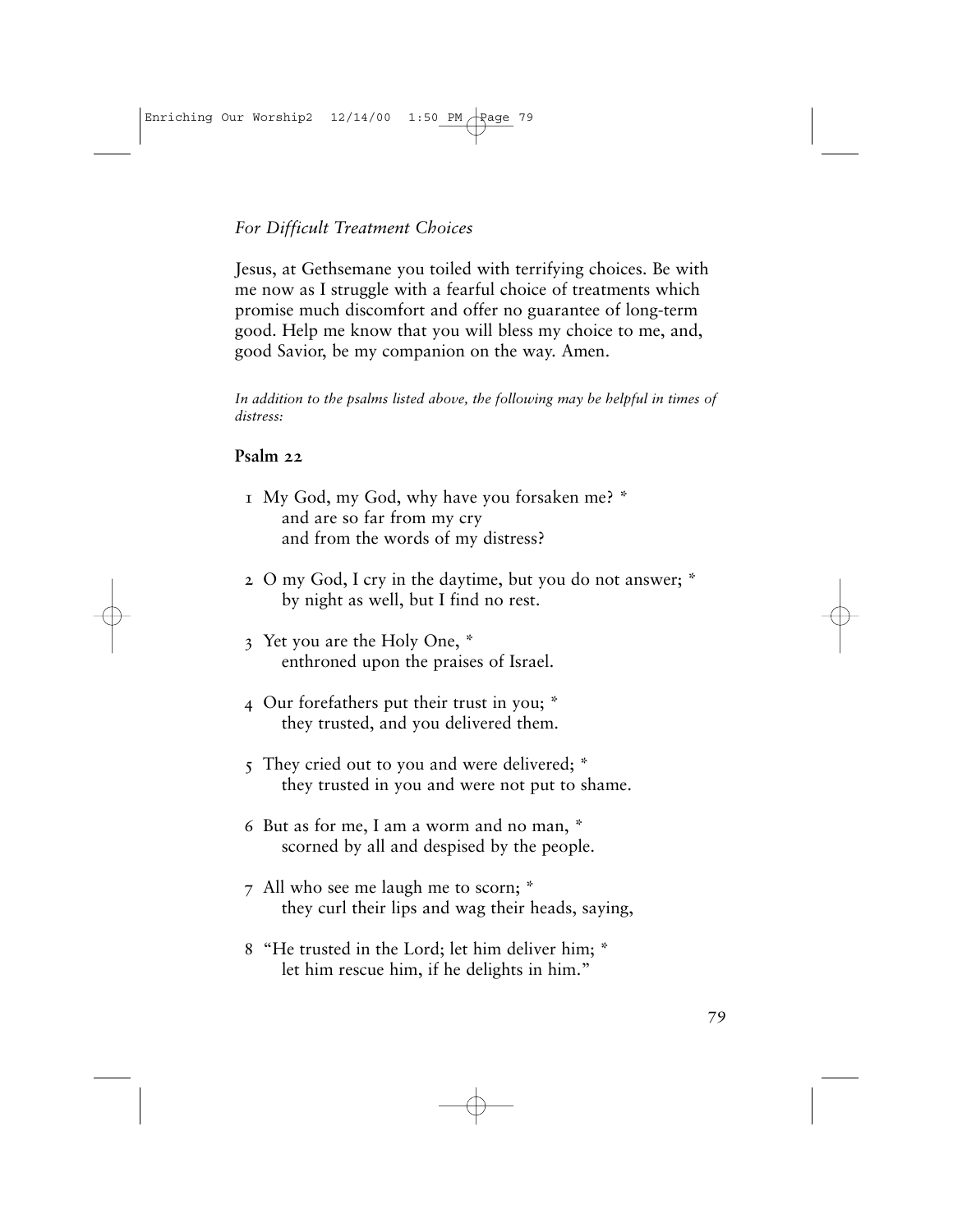*For Difficult Treatment Choices*

Jesus, at Gethsemane you toiled with terrifying choices. Be with me now as I struggle with a fearful choice of treatments which promise much discomfort and offer no guarantee of long-term good. Help me know that you will bless my choice to me, and, good Savior, be my companion on the way. Amen.

*In addition to the psalms listed above, the following may be helpful in times of distress:*

**Psalm 22**

1 My God, my God, why have you forsaken me? *
  and are so far from my cry
  and from the words of my distress?

2 O my God, I cry in the daytime, but you do not answer; *
  by night as well, but I find no rest.

3 Yet you are the Holy One, *
  enthroned upon the praises of Israel.

4 Our forefathers put their trust in you; *
  they trusted, and you delivered them.

5 They cried out to you and were delivered; *
  they trusted in you and were not put to shame.

6 But as for me, I am a worm and no man, *
  scorned by all and despised by the people.

7 All who see me laugh me to scorn; *
  they curl their lips and wag their heads, saying,

8 "He trusted in the Lord; let him deliver him; *
  let him rescue him, if he delights in him."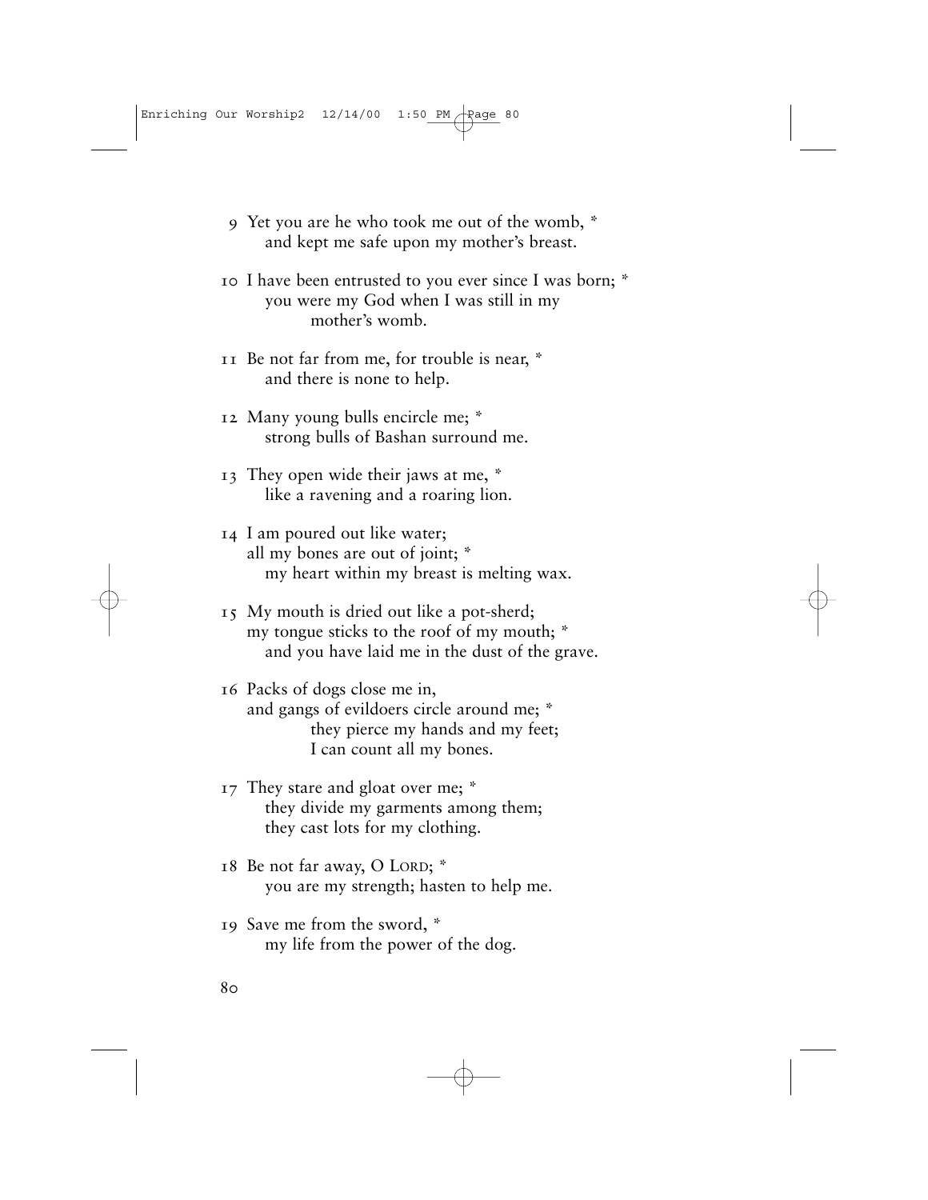9 Yet you are he who took me out of the womb, *
  and kept me safe upon my mother's breast.

10 I have been entrusted to you ever since I was born; *
  you were my God when I was still in my
    mother's womb.

11 Be not far from me, for trouble is near, *
  and there is none to help.

12 Many young bulls encircle me; *
  strong bulls of Bashan surround me.

13 They open wide their jaws at me, *
  like a ravening and a roaring lion.

14 I am poured out like water;
all my bones are out of joint; *
  my heart within my breast is melting wax.

15 My mouth is dried out like a pot-sherd;
my tongue sticks to the roof of my mouth; *
  and you have laid me in the dust of the grave.

16 Packs of dogs close me in,
and gangs of evildoers circle around me; *
    they pierce my hands and my feet;
    I can count all my bones.

17 They stare and gloat over me; *
  they divide my garments among them;
  they cast lots for my clothing.

18 Be not far away, O LORD; *
  you are my strength; hasten to help me.

19 Save me from the sword, *
  my life from the power of the dog.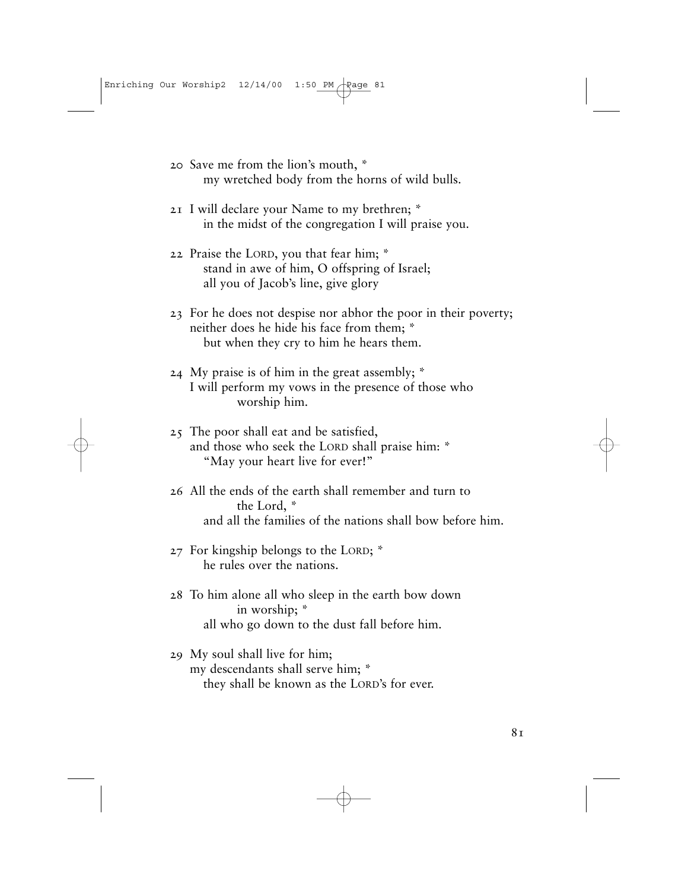20 Save me from the lion's mouth, *
    my wretched body from the horns of wild bulls.

21 I will declare your Name to my brethren; *
    in the midst of the congregation I will praise you.

22 Praise the LORD, you that fear him; *
    stand in awe of him, O offspring of Israel;
    all you of Jacob's line, give glory

23 For he does not despise nor abhor the poor in their poverty;
  neither does he hide his face from them; *
    but when they cry to him he hears them.

24 My praise is of him in the great assembly; *
  I will perform my vows in the presence of those who
      worship him.

25 The poor shall eat and be satisfied,
  and those who seek the LORD shall praise him: *
    "May your heart live for ever!"

26 All the ends of the earth shall remember and turn to
      the Lord, *
    and all the families of the nations shall bow before him.

27 For kingship belongs to the LORD; *
    he rules over the nations.

28 To him alone all who sleep in the earth bow down
      in worship; *
    all who go down to the dust fall before him.

29 My soul shall live for him;
  my descendants shall serve him; *
    they shall be known as the LORD's for ever.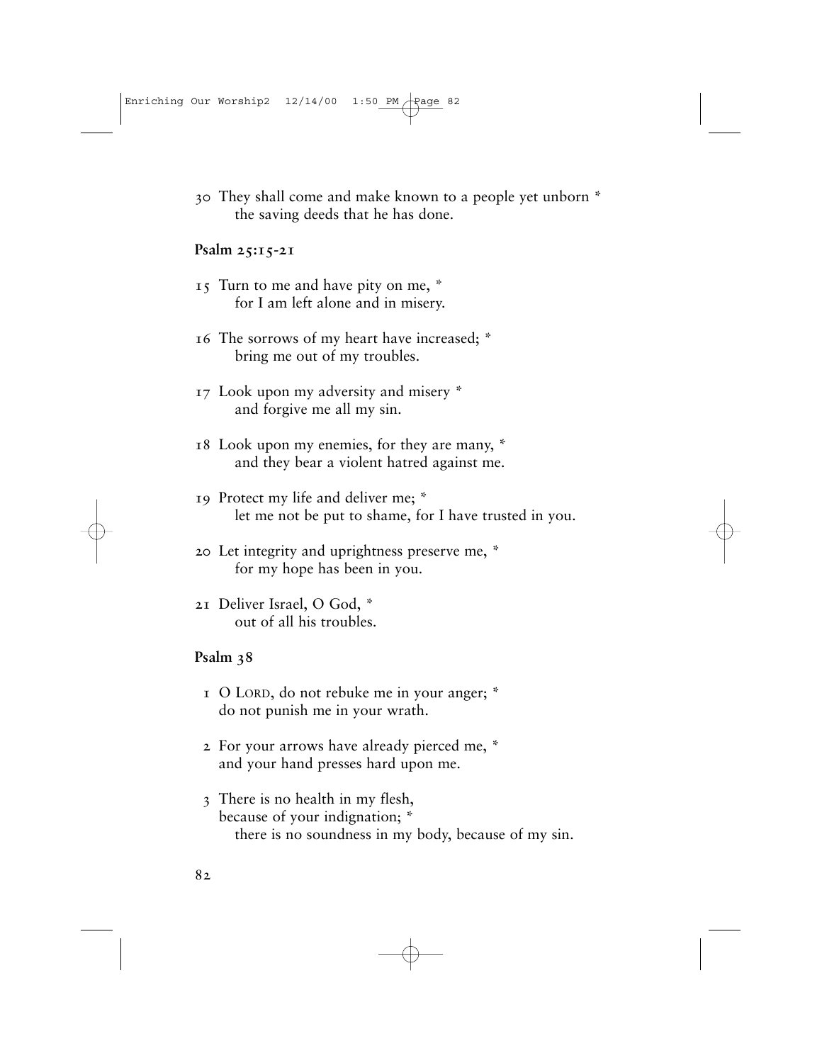30 They shall come and make known to a people yet unborn *
the saving deeds that he has done.

**Psalm 25:15-21**

15 Turn to me and have pity on me, *
for I am left alone and in misery.

16 The sorrows of my heart have increased; *
bring me out of my troubles.

17 Look upon my adversity and misery *
and forgive me all my sin.

18 Look upon my enemies, for they are many, *
and they bear a violent hatred against me.

19 Protect my life and deliver me; *
let me not be put to shame, for I have trusted in you.

20 Let integrity and uprightness preserve me, *
for my hope has been in you.

21 Deliver Israel, O God, *
out of all his troubles.

**Psalm 38**

1 O LORD, do not rebuke me in your anger; *
do not punish me in your wrath.

2 For your arrows have already pierced me, *
and your hand presses hard upon me.

3 There is no health in my flesh,
because of your indignation; *
there is no soundness in my body, because of my sin.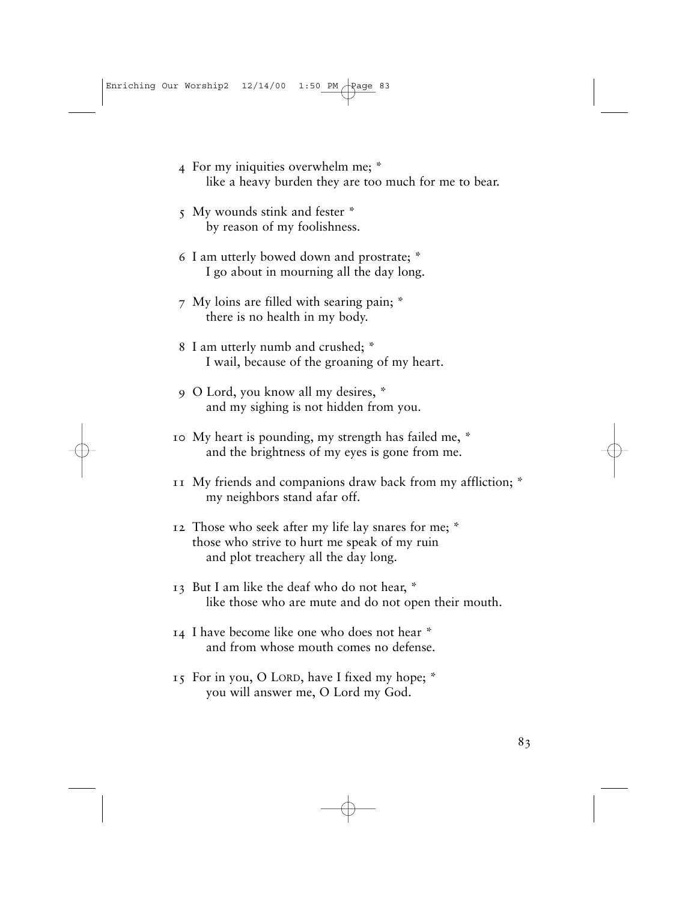4 For my iniquities overwhelm me; *
    like a heavy burden they are too much for me to bear.

5 My wounds stink and fester *
    by reason of my foolishness.

6 I am utterly bowed down and prostrate; *
    I go about in mourning all the day long.

7 My loins are filled with searing pain; *
    there is no health in my body.

8 I am utterly numb and crushed; *
    I wail, because of the groaning of my heart.

9 O Lord, you know all my desires, *
    and my sighing is not hidden from you.

10 My heart is pounding, my strength has failed me, *
    and the brightness of my eyes is gone from me.

11 My friends and companions draw back from my affliction; *
    my neighbors stand afar off.

12 Those who seek after my life lay snares for me; *
  those who strive to hurt me speak of my ruin
    and plot treachery all the day long.

13 But I am like the deaf who do not hear, *
    like those who are mute and do not open their mouth.

14 I have become like one who does not hear *
    and from whose mouth comes no defense.

15 For in you, O LORD, have I fixed my hope; *
    you will answer me, O Lord my God.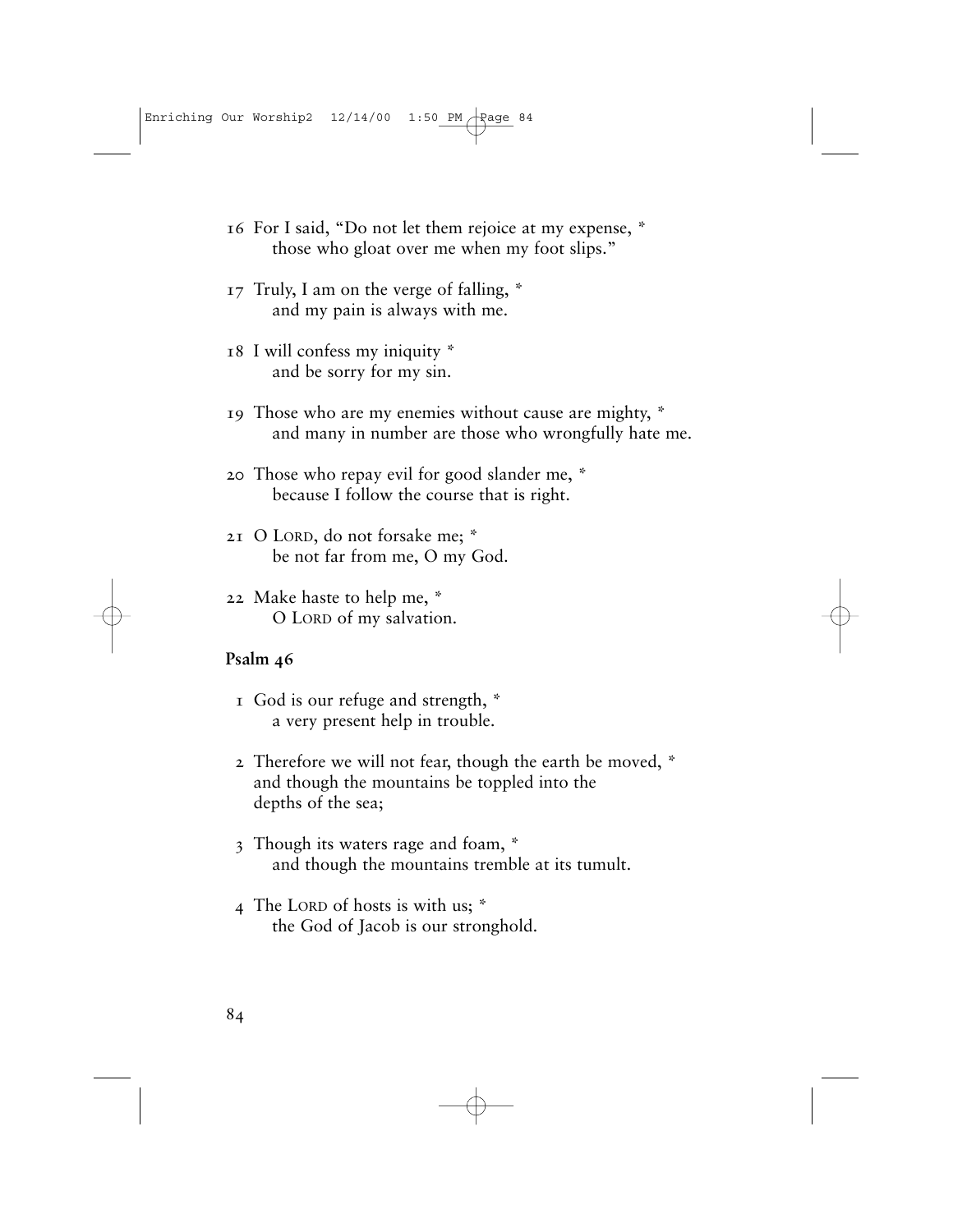16 For I said, "Do not let them rejoice at my expense, *
 those who gloat over me when my foot slips."

17 Truly, I am on the verge of falling, *
 and my pain is always with me.

18 I will confess my iniquity *
 and be sorry for my sin.

19 Those who are my enemies without cause are mighty, *
 and many in number are those who wrongfully hate me.

20 Those who repay evil for good slander me, *
 because I follow the course that is right.

21 O LORD, do not forsake me; *
 be not far from me, O my God.

22 Make haste to help me, *
 O LORD of my salvation.

**Psalm 46**

1 God is our refuge and strength, *
 a very present help in trouble.

2 Therefore we will not fear, though the earth be moved, *
 and though the mountains be toppled into the
 depths of the sea;

3 Though its waters rage and foam, *
 and though the mountains tremble at its tumult.

4 The LORD of hosts is with us; *
 the God of Jacob is our stronghold.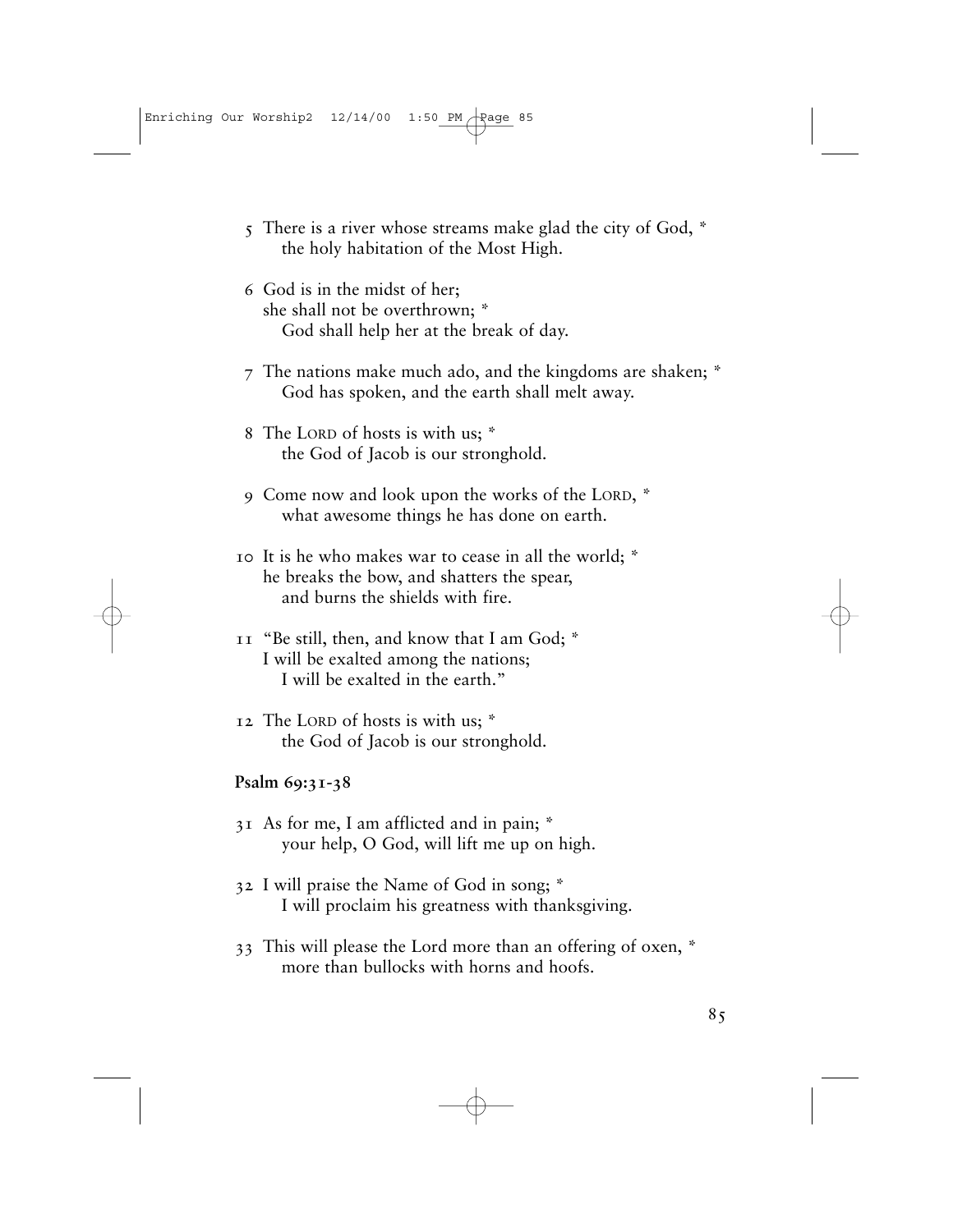5 There is a river whose streams make glad the city of God, *
 the holy habitation of the Most High.

6 God is in the midst of her;
 she shall not be overthrown; *
 God shall help her at the break of day.

7 The nations make much ado, and the kingdoms are shaken; *
 God has spoken, and the earth shall melt away.

8 The LORD of hosts is with us; *
 the God of Jacob is our stronghold.

9 Come now and look upon the works of the LORD, *
 what awesome things he has done on earth.

10 It is he who makes war to cease in all the world; *
 he breaks the bow, and shatters the spear,
 and burns the shields with fire.

11 "Be still, then, and know that I am God; *
 I will be exalted among the nations;
 I will be exalted in the earth."

12 The LORD of hosts is with us; *
 the God of Jacob is our stronghold.

**Psalm 69:31-38**

31 As for me, I am afflicted and in pain; *
 your help, O God, will lift me up on high.

32 I will praise the Name of God in song; *
 I will proclaim his greatness with thanksgiving.

33 This will please the Lord more than an offering of oxen, *
 more than bullocks with horns and hoofs.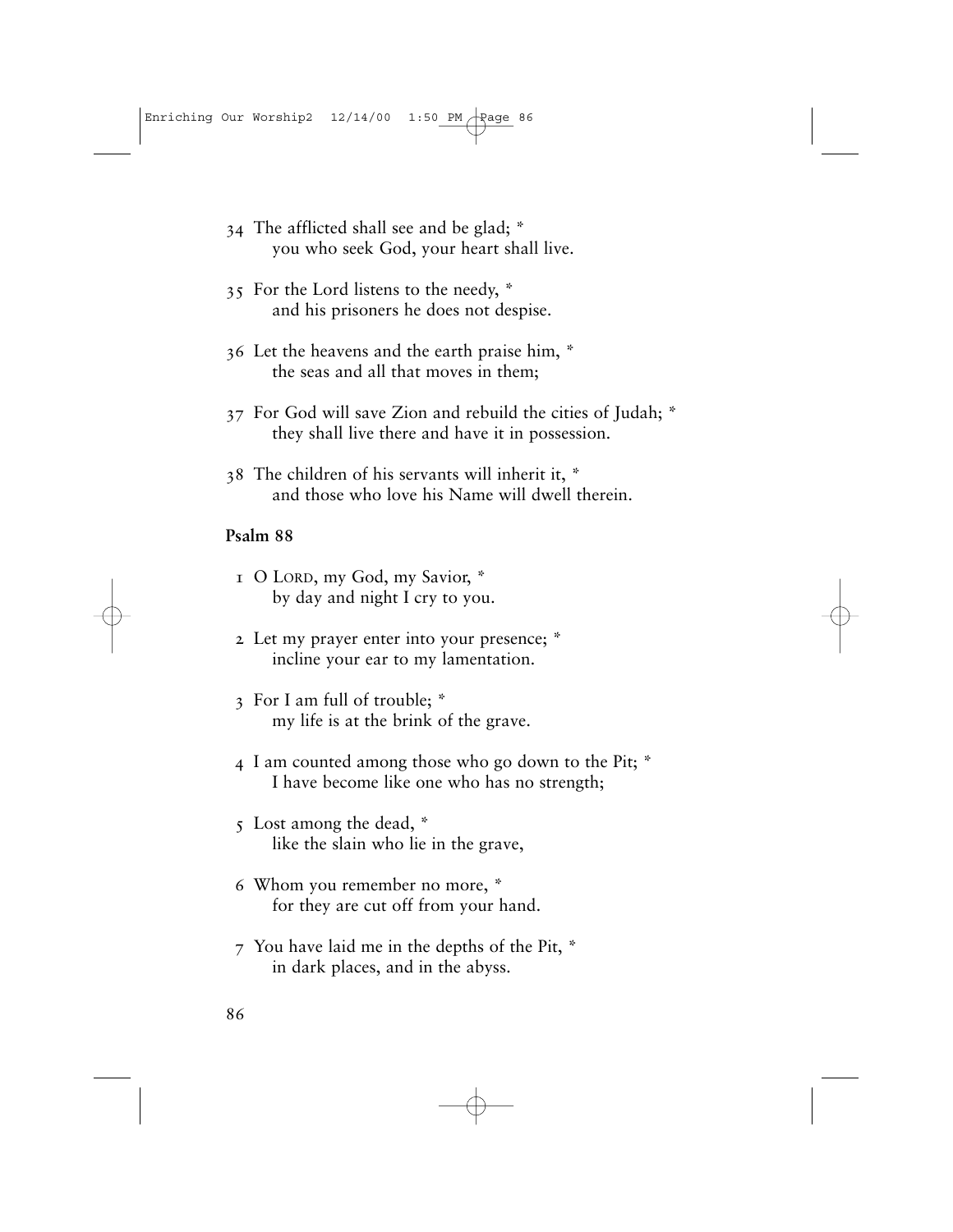34 The afflicted shall see and be glad; *
    you who seek God, your heart shall live.

35 For the Lord listens to the needy, *
    and his prisoners he does not despise.

36 Let the heavens and the earth praise him, *
    the seas and all that moves in them;

37 For God will save Zion and rebuild the cities of Judah; *
    they shall live there and have it in possession.

38 The children of his servants will inherit it, *
    and those who love his Name will dwell therein.

**Psalm 88**

1 O Lord, my God, my Savior, *
    by day and night I cry to you.

2 Let my prayer enter into your presence; *
    incline your ear to my lamentation.

3 For I am full of trouble; *
    my life is at the brink of the grave.

4 I am counted among those who go down to the Pit; *
    I have become like one who has no strength;

5 Lost among the dead, *
    like the slain who lie in the grave,

6 Whom you remember no more, *
    for they are cut off from your hand.

7 You have laid me in the depths of the Pit, *
    in dark places, and in the abyss.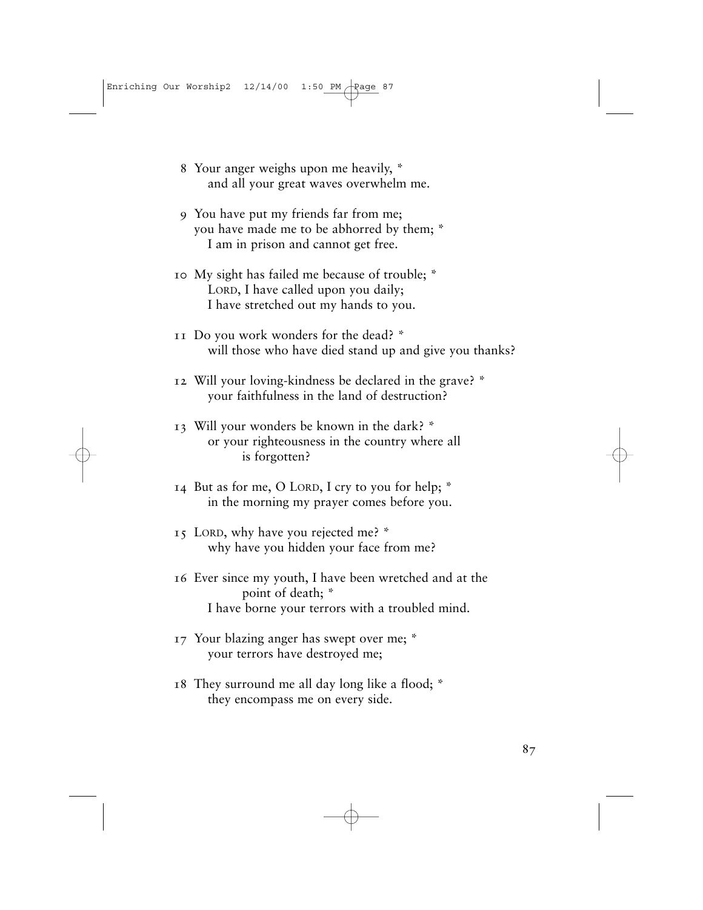8 Your anger weighs upon me heavily, *
    and all your great waves overwhelm me.

9 You have put my friends far from me;
  you have made me to be abhorred by them; *
    I am in prison and cannot get free.

10 My sight has failed me because of trouble; *
    LORD, I have called upon you daily;
    I have stretched out my hands to you.

11 Do you work wonders for the dead? *
    will those who have died stand up and give you thanks?

12 Will your loving-kindness be declared in the grave? *
    your faithfulness in the land of destruction?

13 Will your wonders be known in the dark? *
    or your righteousness in the country where all
        is forgotten?

14 But as for me, O LORD, I cry to you for help; *
    in the morning my prayer comes before you.

15 LORD, why have you rejected me? *
    why have you hidden your face from me?

16 Ever since my youth, I have been wretched and at the
        point of death; *
    I have borne your terrors with a troubled mind.

17 Your blazing anger has swept over me; *
    your terrors have destroyed me;

18 They surround me all day long like a flood; *
    they encompass me on every side.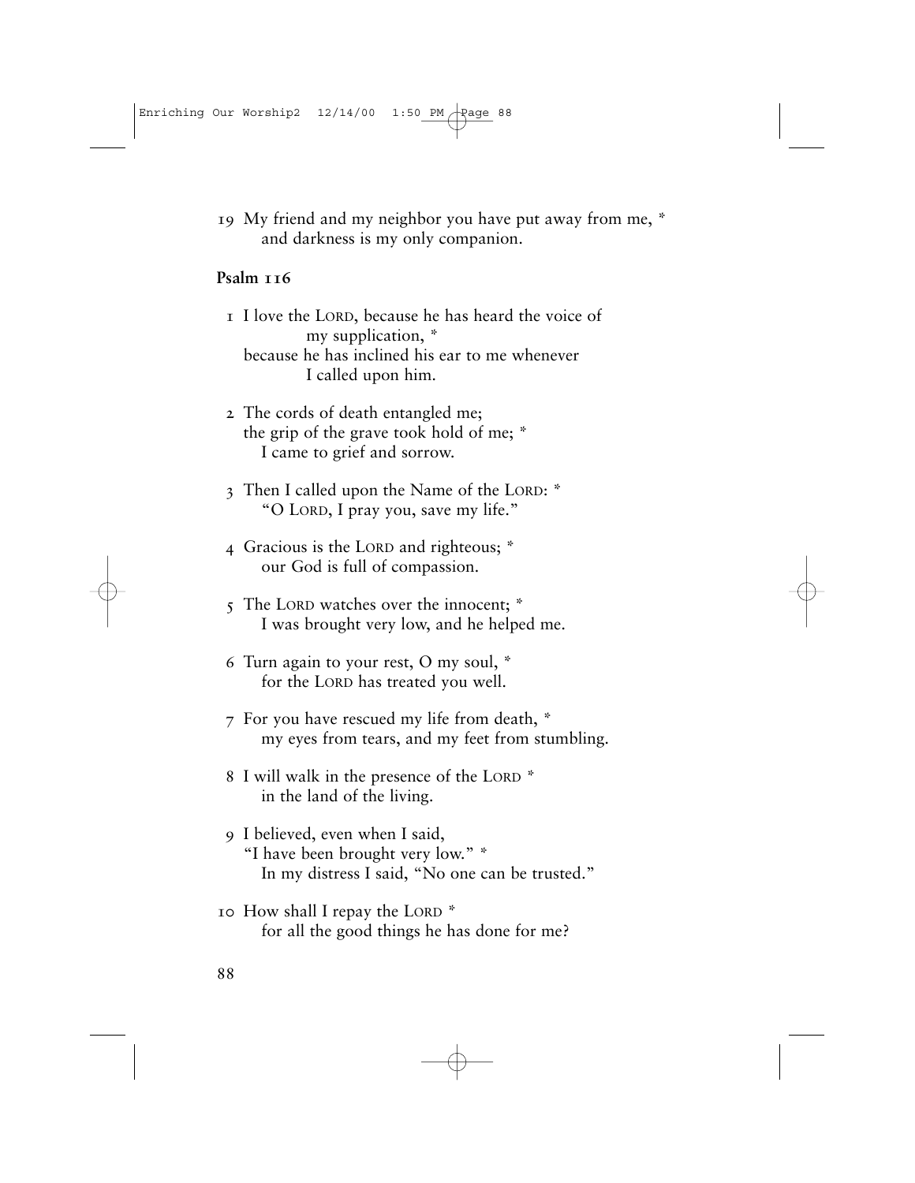19 My friend and my neighbor you have put away from me, *
 and darkness is my only companion.

**Psalm 116**

1 I love the LORD, because he has heard the voice of
 my supplication, *
 because he has inclined his ear to me whenever
 I called upon him.

2 The cords of death entangled me;
 the grip of the grave took hold of me; *
 I came to grief and sorrow.

3 Then I called upon the Name of the LORD: *
 "O LORD, I pray you, save my life."

4 Gracious is the LORD and righteous; *
 our God is full of compassion.

5 The LORD watches over the innocent; *
 I was brought very low, and he helped me.

6 Turn again to your rest, O my soul, *
 for the LORD has treated you well.

7 For you have rescued my life from death, *
 my eyes from tears, and my feet from stumbling.

8 I will walk in the presence of the LORD *
 in the land of the living.

9 I believed, even when I said,
 "I have been brought very low." *
 In my distress I said, "No one can be trusted."

10 How shall I repay the LORD *
 for all the good things he has done for me?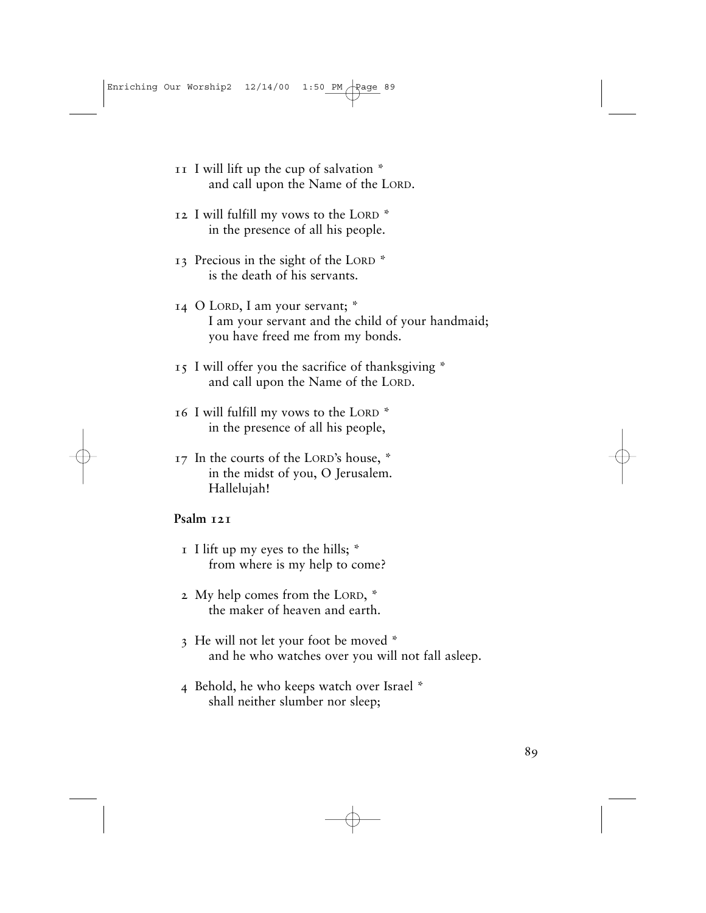11 I will lift up the cup of salvation *
   and call upon the Name of the LORD.

12 I will fulfill my vows to the LORD *
   in the presence of all his people.

13 Precious in the sight of the LORD *
   is the death of his servants.

14 O LORD, I am your servant; *
   I am your servant and the child of your handmaid;
   you have freed me from my bonds.

15 I will offer you the sacrifice of thanksgiving *
   and call upon the Name of the LORD.

16 I will fulfill my vows to the LORD *
   in the presence of all his people,

17 In the courts of the LORD's house, *
   in the midst of you, O Jerusalem.
   Hallelujah!

**Psalm 121**

1 I lift up my eyes to the hills; *
   from where is my help to come?

2 My help comes from the LORD, *
   the maker of heaven and earth.

3 He will not let your foot be moved *
   and he who watches over you will not fall asleep.

4 Behold, he who keeps watch over Israel *
   shall neither slumber nor sleep;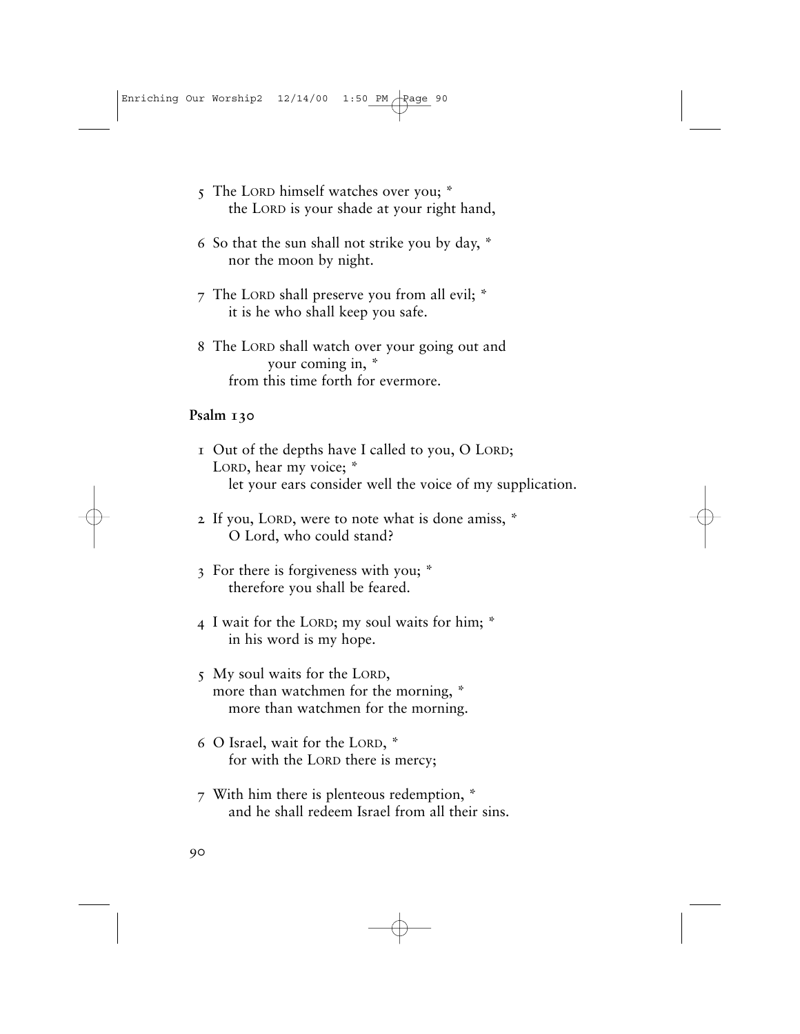5 The LORD himself watches over you; *
  the LORD is your shade at your right hand,

6 So that the sun shall not strike you by day, *
  nor the moon by night.

7 The LORD shall preserve you from all evil; *
  it is he who shall keep you safe.

8 The LORD shall watch over your going out and
    your coming in, *
  from this time forth for evermore.

**Psalm 130**

1 Out of the depths have I called to you, O LORD;
LORD, hear my voice; *
  let your ears consider well the voice of my supplication.

2 If you, LORD, were to note what is done amiss, *
  O Lord, who could stand?

3 For there is forgiveness with you; *
  therefore you shall be feared.

4 I wait for the LORD; my soul waits for him; *
  in his word is my hope.

5 My soul waits for the LORD,
more than watchmen for the morning, *
  more than watchmen for the morning.

6 O Israel, wait for the LORD, *
  for with the LORD there is mercy;

7 With him there is plenteous redemption, *
  and he shall redeem Israel from all their sins.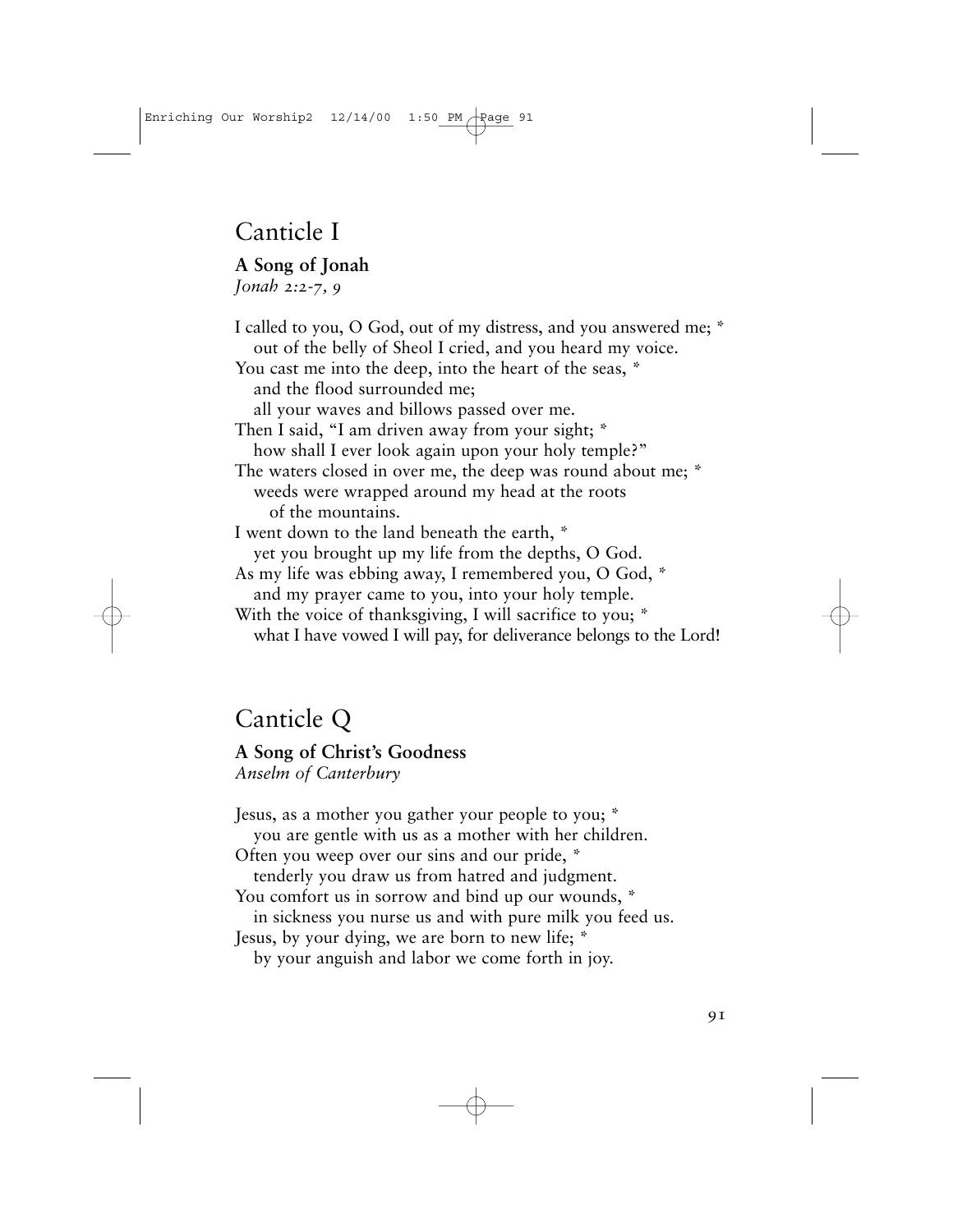## Canticle I

**A Song of Jonah**

*Jonah 2:2-7, 9*

I called to you, O God, out of my distress, and you answered me; *
out of the belly of Sheol I cried, and you heard my voice.
You cast me into the deep, into the heart of the seas, *
and the flood surrounded me;
all your waves and billows passed over me.
Then I said, "I am driven away from your sight; *
how shall I ever look again upon your holy temple?"
The waters closed in over me, the deep was round about me; *
weeds were wrapped around my head at the roots
of the mountains.
I went down to the land beneath the earth, *
yet you brought up my life from the depths, O God.
As my life was ebbing away, I remembered you, O God, *
and my prayer came to you, into your holy temple.
With the voice of thanksgiving, I will sacrifice to you; *
what I have vowed I will pay, for deliverance belongs to the Lord!

## Canticle Q

**A Song of Christ's Goodness**

*Anselm of Canterbury*

Jesus, as a mother you gather your people to you; *
you are gentle with us as a mother with her children.
Often you weep over our sins and our pride, *
tenderly you draw us from hatred and judgment.
You comfort us in sorrow and bind up our wounds, *
in sickness you nurse us and with pure milk you feed us.
Jesus, by your dying, we are born to new life; *
by your anguish and labor we come forth in joy.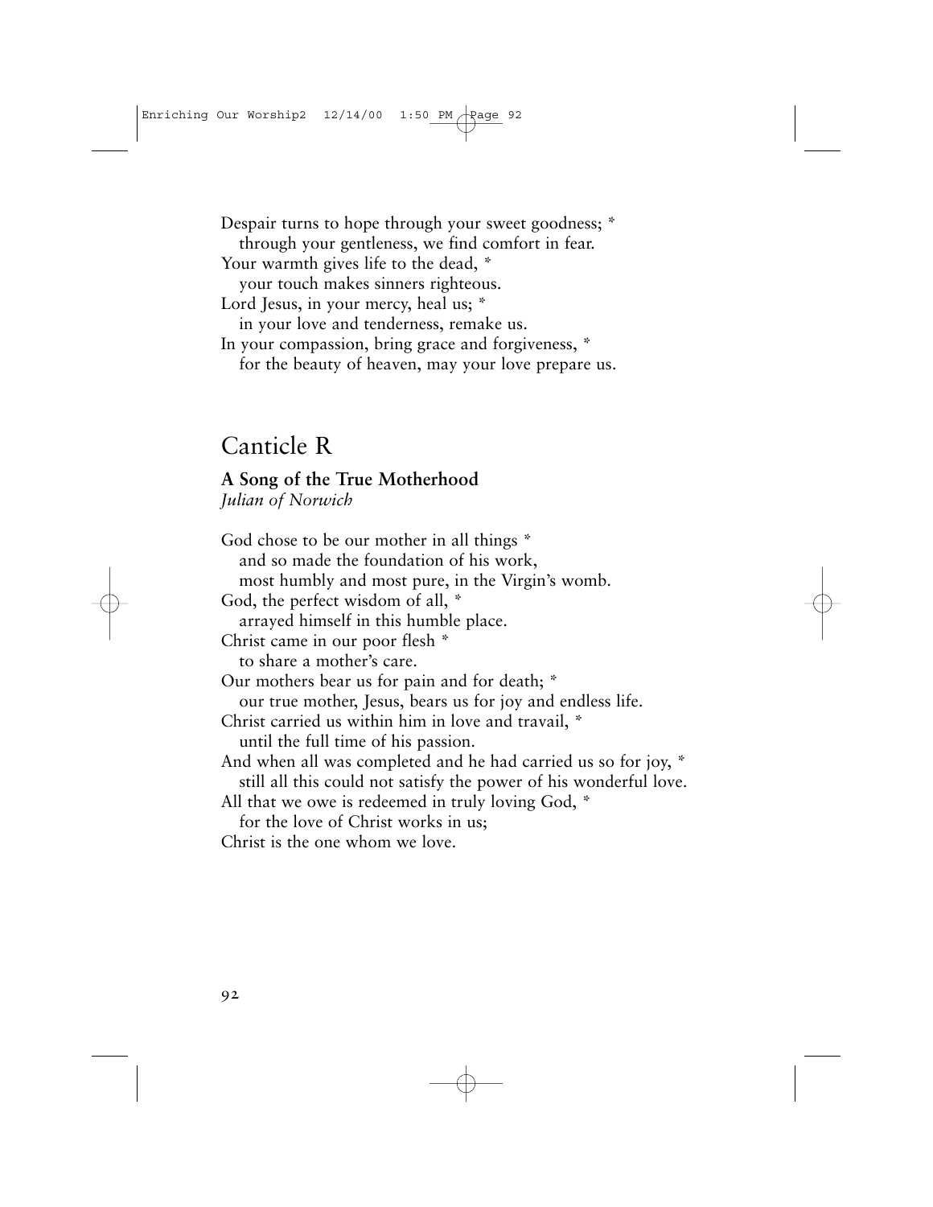Despair turns to hope through your sweet goodness; *
   through your gentleness, we find comfort in fear.
Your warmth gives life to the dead, *
   your touch makes sinners righteous.
Lord Jesus, in your mercy, heal us; *
   in your love and tenderness, remake us.
In your compassion, bring grace and forgiveness, *
   for the beauty of heaven, may your love prepare us.

## Canticle R

**A Song of the True Motherhood**
*Julian of Norwich*

God chose to be our mother in all things *
   and so made the foundation of his work,
   most humbly and most pure, in the Virgin's womb.
God, the perfect wisdom of all, *
   arrayed himself in this humble place.
Christ came in our poor flesh *
   to share a mother's care.
Our mothers bear us for pain and for death; *
   our true mother, Jesus, bears us for joy and endless life.
Christ carried us within him in love and travail, *
   until the full time of his passion.
And when all was completed and he had carried us so for joy, *
   still all this could not satisfy the power of his wonderful love.
All that we owe is redeemed in truly loving God, *
   for the love of Christ works in us;
Christ is the one whom we love.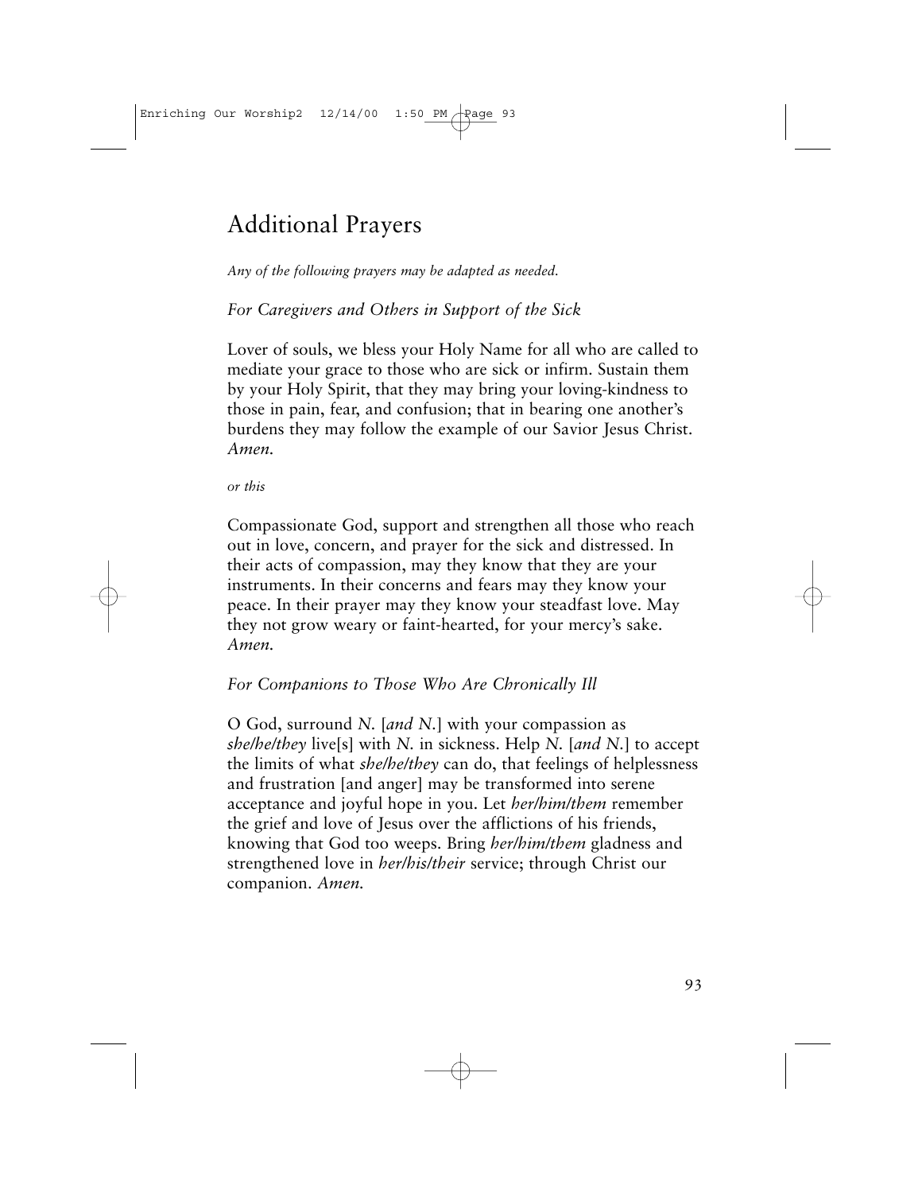# Additional Prayers

*Any of the following prayers may be adapted as needed.*

*For Caregivers and Others in Support of the Sick*

Lover of souls, we bless your Holy Name for all who are called to mediate your grace to those who are sick or infirm. Sustain them by your Holy Spirit, that they may bring your loving-kindness to those in pain, fear, and confusion; that in bearing one another's burdens they may follow the example of our Savior Jesus Christ. *Amen.*

*or this*

Compassionate God, support and strengthen all those who reach out in love, concern, and prayer for the sick and distressed. In their acts of compassion, may they know that they are your instruments. In their concerns and fears may they know your peace. In their prayer may they know your steadfast love. May they not grow weary or faint-hearted, for your mercy's sake. *Amen.*

*For Companions to Those Who Are Chronically Ill*

O God, surround *N.* [*and N.*] with your compassion as *she/he/they* live[s] with *N.* in sickness. Help *N.* [*and N.*] to accept the limits of what *she/he/they* can do, that feelings of helplessness and frustration [and anger] may be transformed into serene acceptance and joyful hope in you. Let *her/him/them* remember the grief and love of Jesus over the afflictions of his friends, knowing that God too weeps. Bring *her/him/them* gladness and strengthened love in *her/his/their* service; through Christ our companion. *Amen.*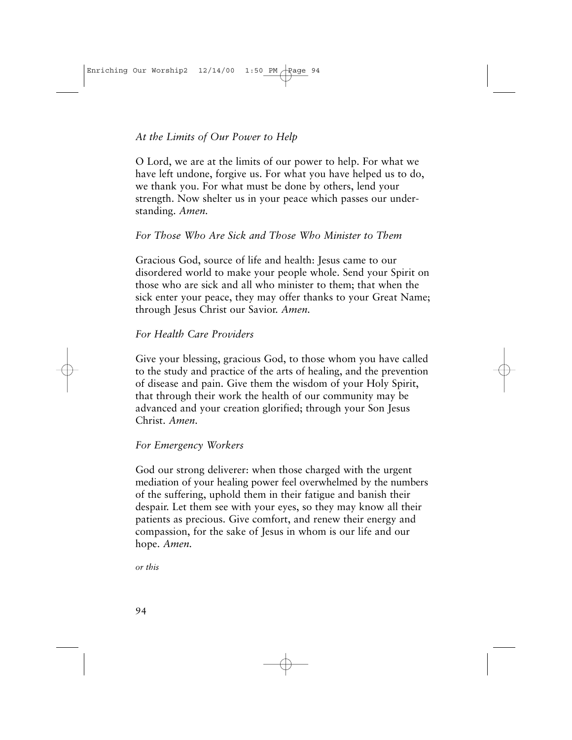*At the Limits of Our Power to Help*

O Lord, we are at the limits of our power to help. For what we have left undone, forgive us. For what you have helped us to do, we thank you. For what must be done by others, lend your strength. Now shelter us in your peace which passes our understanding. *Amen.*

*For Those Who Are Sick and Those Who Minister to Them*

Gracious God, source of life and health: Jesus came to our disordered world to make your people whole. Send your Spirit on those who are sick and all who minister to them; that when the sick enter your peace, they may offer thanks to your Great Name; through Jesus Christ our Savior. *Amen.*

*For Health Care Providers*

Give your blessing, gracious God, to those whom you have called to the study and practice of the arts of healing, and the prevention of disease and pain. Give them the wisdom of your Holy Spirit, that through their work the health of our community may be advanced and your creation glorified; through your Son Jesus Christ. *Amen.*

*For Emergency Workers*

God our strong deliverer: when those charged with the urgent mediation of your healing power feel overwhelmed by the numbers of the suffering, uphold them in their fatigue and banish their despair. Let them see with your eyes, so they may know all their patients as precious. Give comfort, and renew their energy and compassion, for the sake of Jesus in whom is our life and our hope. *Amen.*

*or this*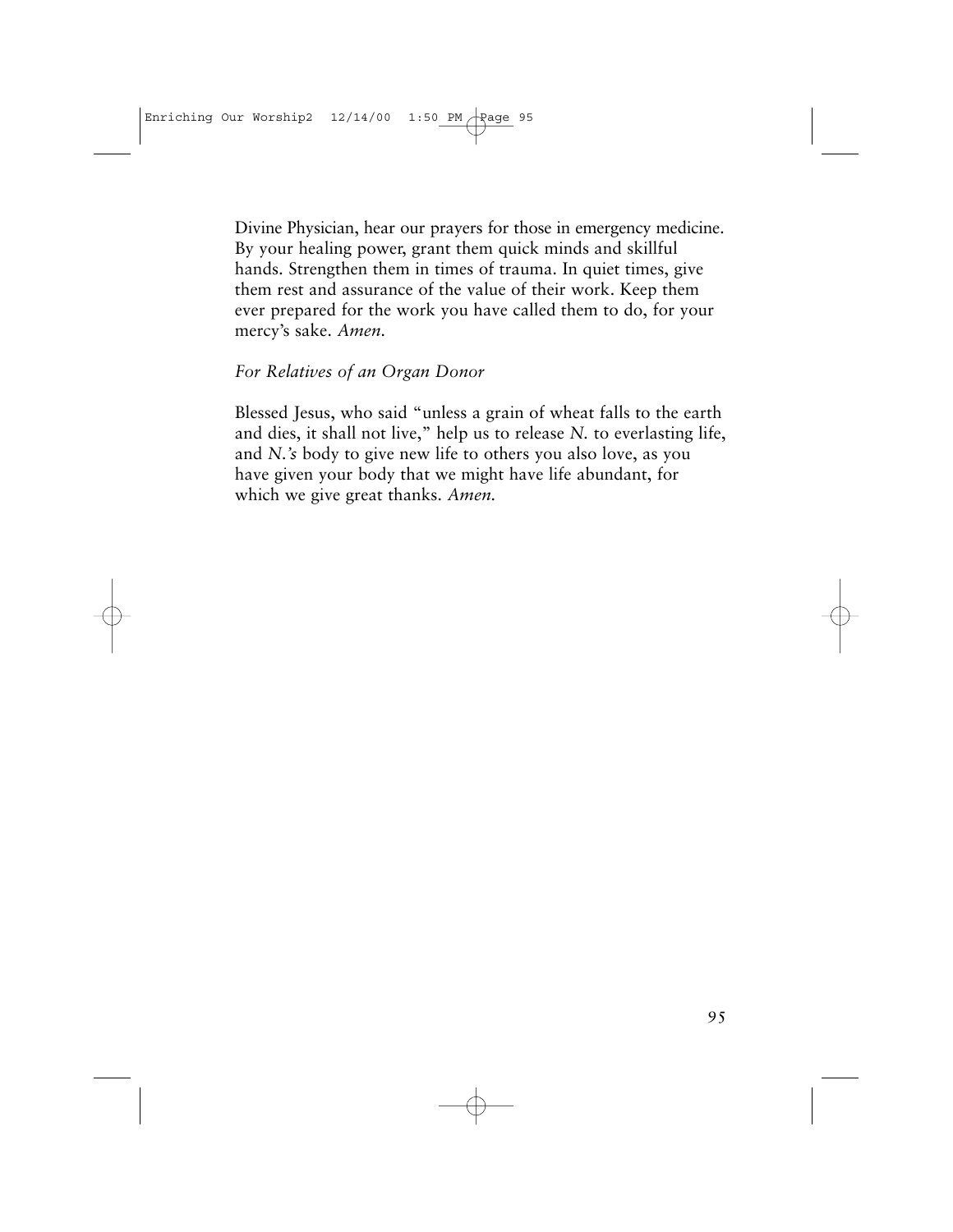Divine Physician, hear our prayers for those in emergency medicine. By your healing power, grant them quick minds and skillful hands. Strengthen them in times of trauma. In quiet times, give them rest and assurance of the value of their work. Keep them ever prepared for the work you have called them to do, for your mercy's sake. *Amen.*

*For Relatives of an Organ Donor*

Blessed Jesus, who said "unless a grain of wheat falls to the earth and dies, it shall not live," help us to release *N.* to everlasting life, and *N.'s* body to give new life to others you also love, as you have given your body that we might have life abundant, for which we give great thanks. *Amen.*